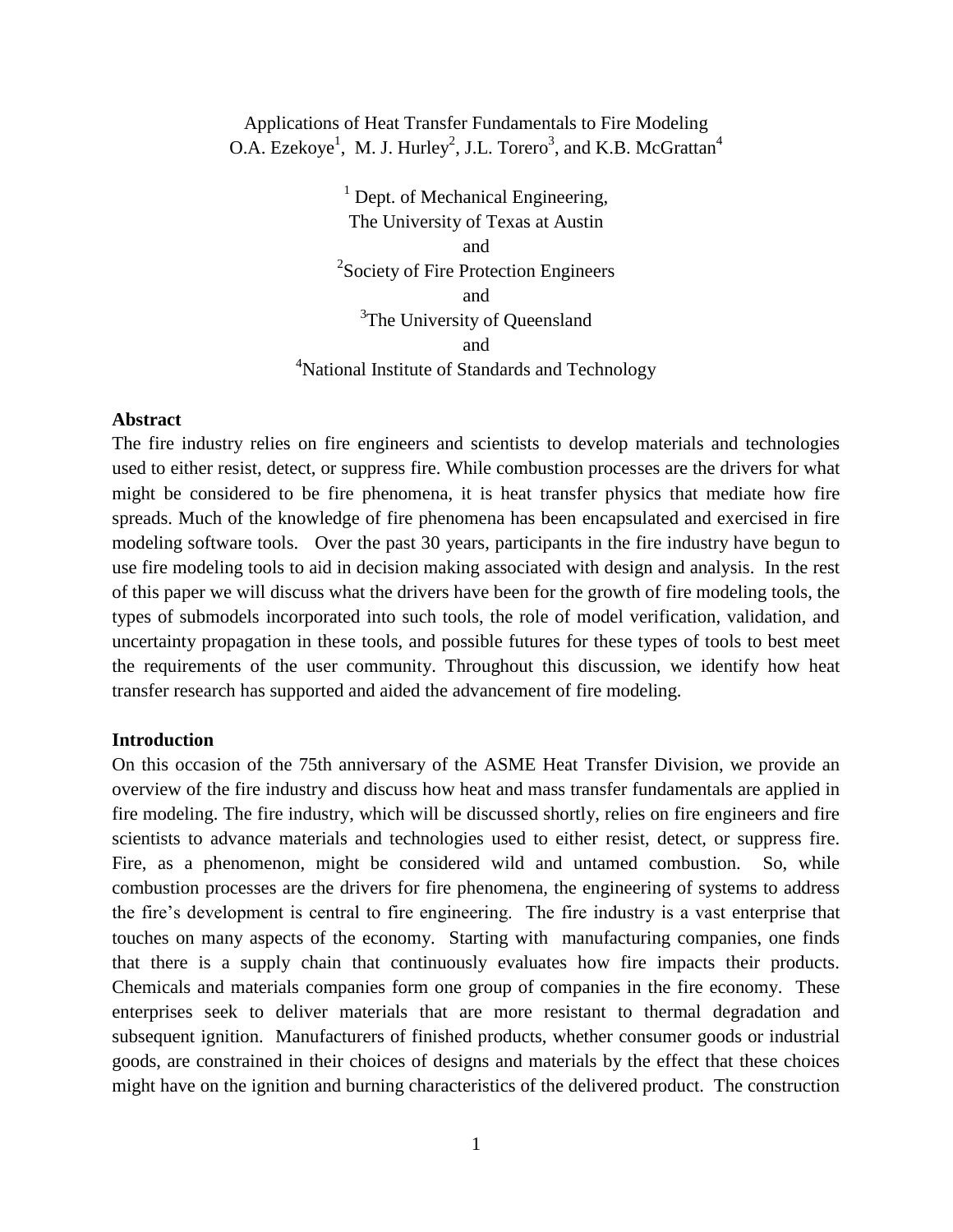# Applications of Heat Transfer Fundamentals to Fire Modeling

O.A. Ezekoye[1], M. J. Hurley[2], J.L. Torero[3], and K.B. McGrattan[4]

[1] Dept. of Mechanical Engineering,
The University of Texas at Austin
and
[2]Society of Fire Protection Engineers
and
[3]The University of Queensland
and
[4]National Institute of Standards and Technology

## Abstract

The fire industry relies on fire engineers and scientists to develop materials and technologies used to either resist, detect, or suppress fire. While combustion processes are the drivers for what might be considered to be fire phenomena, it is heat transfer physics that mediate how fire spreads. Much of the knowledge of fire phenomena has been encapsulated and exercised in fire modeling software tools. Over the past 30 years, participants in the fire industry have begun to use fire modeling tools to aid in decision making associated with design and analysis. In the rest of this paper we will discuss what the drivers have been for the growth of fire modeling tools, the types of submodels incorporated into such tools, the role of model verification, validation, and uncertainty propagation in these tools, and possible futures for these types of tools to best meet the requirements of the user community. Throughout this discussion, we identify how heat transfer research has supported and aided the advancement of fire modeling.

## Introduction

On this occasion of the 75th anniversary of the ASME Heat Transfer Division, we provide an overview of the fire industry and discuss how heat and mass transfer fundamentals are applied in fire modeling. The fire industry, which will be discussed shortly, relies on fire engineers and fire scientists to advance materials and technologies used to either resist, detect, or suppress fire. Fire, as a phenomenon, might be considered wild and untamed combustion. So, while combustion processes are the drivers for fire phenomena, the engineering of systems to address the fire's development is central to fire engineering. The fire industry is a vast enterprise that touches on many aspects of the economy. Starting with manufacturing companies, one finds that there is a supply chain that continuously evaluates how fire impacts their products. Chemicals and materials companies form one group of companies in the fire economy. These enterprises seek to deliver materials that are more resistant to thermal degradation and subsequent ignition. Manufacturers of finished products, whether consumer goods or industrial goods, are constrained in their choices of designs and materials by the effect that these choices might have on the ignition and burning characteristics of the delivered product. The construction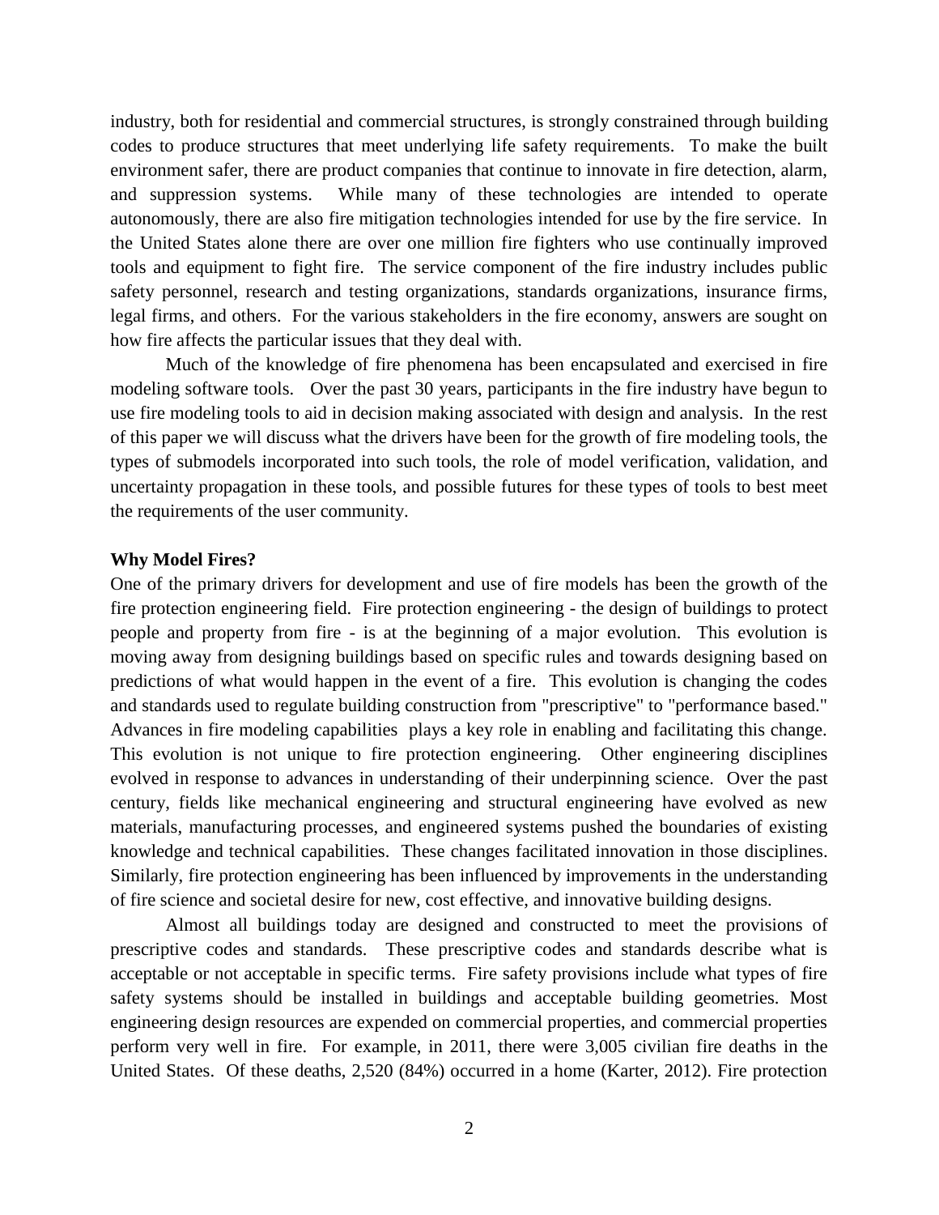industry, both for residential and commercial structures, is strongly constrained through building codes to produce structures that meet underlying life safety requirements. To make the built environment safer, there are product companies that continue to innovate in fire detection, alarm, and suppression systems. While many of these technologies are intended to operate autonomously, there are also fire mitigation technologies intended for use by the fire service. In the United States alone there are over one million fire fighters who use continually improved tools and equipment to fight fire. The service component of the fire industry includes public safety personnel, research and testing organizations, standards organizations, insurance firms, legal firms, and others. For the various stakeholders in the fire economy, answers are sought on how fire affects the particular issues that they deal with.

Much of the knowledge of fire phenomena has been encapsulated and exercised in fire modeling software tools. Over the past 30 years, participants in the fire industry have begun to use fire modeling tools to aid in decision making associated with design and analysis. In the rest of this paper we will discuss what the drivers have been for the growth of fire modeling tools, the types of submodels incorporated into such tools, the role of model verification, validation, and uncertainty propagation in these tools, and possible futures for these types of tools to best meet the requirements of the user community.

**Why Model Fires?**

One of the primary drivers for development and use of fire models has been the growth of the fire protection engineering field. Fire protection engineering - the design of buildings to protect people and property from fire - is at the beginning of a major evolution. This evolution is moving away from designing buildings based on specific rules and towards designing based on predictions of what would happen in the event of a fire. This evolution is changing the codes and standards used to regulate building construction from "prescriptive" to "performance based." Advances in fire modeling capabilities plays a key role in enabling and facilitating this change. This evolution is not unique to fire protection engineering. Other engineering disciplines evolved in response to advances in understanding of their underpinning science. Over the past century, fields like mechanical engineering and structural engineering have evolved as new materials, manufacturing processes, and engineered systems pushed the boundaries of existing knowledge and technical capabilities. These changes facilitated innovation in those disciplines. Similarly, fire protection engineering has been influenced by improvements in the understanding of fire science and societal desire for new, cost effective, and innovative building designs.

Almost all buildings today are designed and constructed to meet the provisions of prescriptive codes and standards. These prescriptive codes and standards describe what is acceptable or not acceptable in specific terms. Fire safety provisions include what types of fire safety systems should be installed in buildings and acceptable building geometries. Most engineering design resources are expended on commercial properties, and commercial properties perform very well in fire. For example, in 2011, there were 3,005 civilian fire deaths in the United States. Of these deaths, 2,520 (84%) occurred in a home (Karter, 2012). Fire protection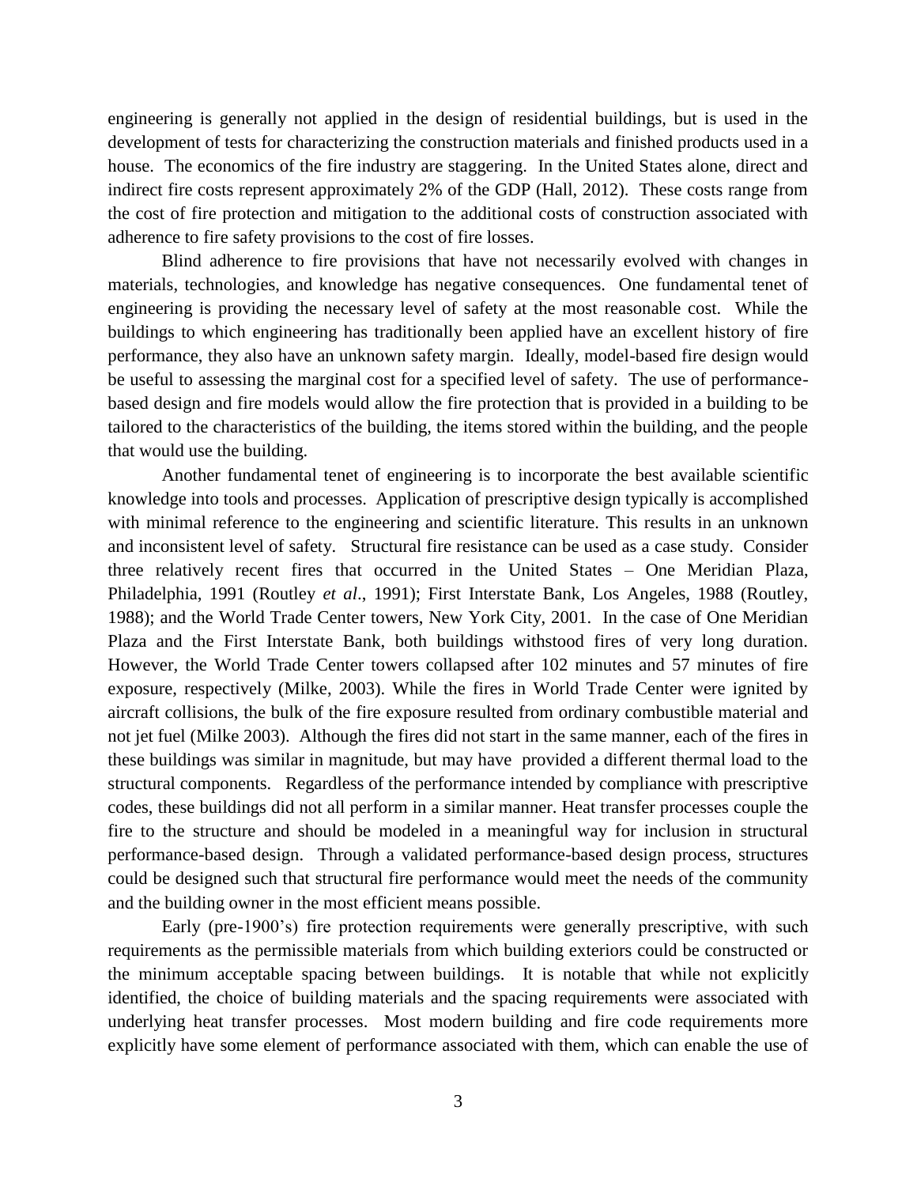engineering is generally not applied in the design of residential buildings, but is used in the development of tests for characterizing the construction materials and finished products used in a house. The economics of the fire industry are staggering. In the United States alone, direct and indirect fire costs represent approximately 2% of the GDP (Hall, 2012). These costs range from the cost of fire protection and mitigation to the additional costs of construction associated with adherence to fire safety provisions to the cost of fire losses.

Blind adherence to fire provisions that have not necessarily evolved with changes in materials, technologies, and knowledge has negative consequences. One fundamental tenet of engineering is providing the necessary level of safety at the most reasonable cost. While the buildings to which engineering has traditionally been applied have an excellent history of fire performance, they also have an unknown safety margin. Ideally, model-based fire design would be useful to assessing the marginal cost for a specified level of safety. The use of performance-based design and fire models would allow the fire protection that is provided in a building to be tailored to the characteristics of the building, the items stored within the building, and the people that would use the building.

Another fundamental tenet of engineering is to incorporate the best available scientific knowledge into tools and processes. Application of prescriptive design typically is accomplished with minimal reference to the engineering and scientific literature. This results in an unknown and inconsistent level of safety. Structural fire resistance can be used as a case study. Consider three relatively recent fires that occurred in the United States – One Meridian Plaza, Philadelphia, 1991 (Routley *et al*., 1991); First Interstate Bank, Los Angeles, 1988 (Routley, 1988); and the World Trade Center towers, New York City, 2001. In the case of One Meridian Plaza and the First Interstate Bank, both buildings withstood fires of very long duration. However, the World Trade Center towers collapsed after 102 minutes and 57 minutes of fire exposure, respectively (Milke, 2003). While the fires in World Trade Center were ignited by aircraft collisions, the bulk of the fire exposure resulted from ordinary combustible material and not jet fuel (Milke 2003). Although the fires did not start in the same manner, each of the fires in these buildings was similar in magnitude, but may have provided a different thermal load to the structural components. Regardless of the performance intended by compliance with prescriptive codes, these buildings did not all perform in a similar manner. Heat transfer processes couple the fire to the structure and should be modeled in a meaningful way for inclusion in structural performance-based design. Through a validated performance-based design process, structures could be designed such that structural fire performance would meet the needs of the community and the building owner in the most efficient means possible.

Early (pre-1900's) fire protection requirements were generally prescriptive, with such requirements as the permissible materials from which building exteriors could be constructed or the minimum acceptable spacing between buildings. It is notable that while not explicitly identified, the choice of building materials and the spacing requirements were associated with underlying heat transfer processes. Most modern building and fire code requirements more explicitly have some element of performance associated with them, which can enable the use of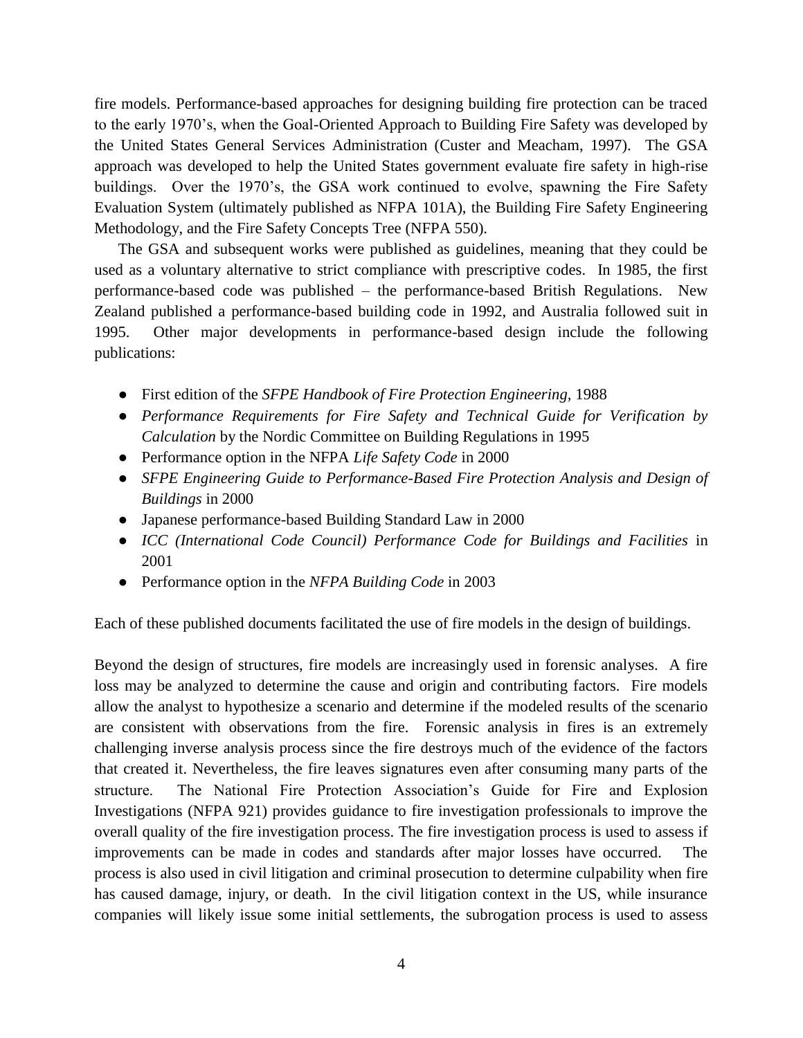fire models. Performance-based approaches for designing building fire protection can be traced to the early 1970's, when the Goal-Oriented Approach to Building Fire Safety was developed by the United States General Services Administration (Custer and Meacham, 1997). The GSA approach was developed to help the United States government evaluate fire safety in high-rise buildings. Over the 1970's, the GSA work continued to evolve, spawning the Fire Safety Evaluation System (ultimately published as NFPA 101A), the Building Fire Safety Engineering Methodology, and the Fire Safety Concepts Tree (NFPA 550).

The GSA and subsequent works were published as guidelines, meaning that they could be used as a voluntary alternative to strict compliance with prescriptive codes. In 1985, the first performance-based code was published – the performance-based British Regulations. New Zealand published a performance-based building code in 1992, and Australia followed suit in 1995. Other major developments in performance-based design include the following publications:

- First edition of the *SFPE Handbook of Fire Protection Engineering,* 1988
- *Performance Requirements for Fire Safety and Technical Guide for Verification by Calculation* by the Nordic Committee on Building Regulations in 1995
- Performance option in the NFPA *Life Safety Code* in 2000
- *SFPE Engineering Guide to Performance-Based Fire Protection Analysis and Design of Buildings* in 2000
- Japanese performance-based Building Standard Law in 2000
- *ICC (International Code Council) Performance Code for Buildings and Facilities* in 2001
- Performance option in the *NFPA Building Code* in 2003

Each of these published documents facilitated the use of fire models in the design of buildings.

Beyond the design of structures, fire models are increasingly used in forensic analyses. A fire loss may be analyzed to determine the cause and origin and contributing factors. Fire models allow the analyst to hypothesize a scenario and determine if the modeled results of the scenario are consistent with observations from the fire. Forensic analysis in fires is an extremely challenging inverse analysis process since the fire destroys much of the evidence of the factors that created it. Nevertheless, the fire leaves signatures even after consuming many parts of the structure. The National Fire Protection Association's Guide for Fire and Explosion Investigations (NFPA 921) provides guidance to fire investigation professionals to improve the overall quality of the fire investigation process. The fire investigation process is used to assess if improvements can be made in codes and standards after major losses have occurred. The process is also used in civil litigation and criminal prosecution to determine culpability when fire has caused damage, injury, or death. In the civil litigation context in the US, while insurance companies will likely issue some initial settlements, the subrogation process is used to assess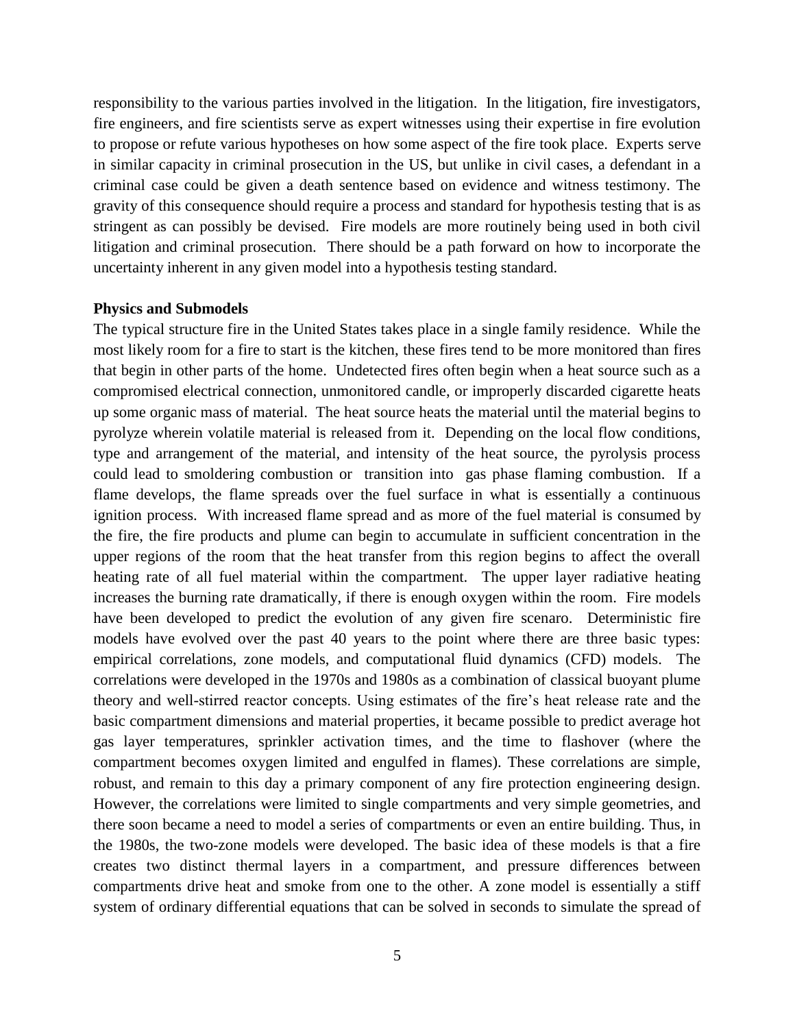responsibility to the various parties involved in the litigation. In the litigation, fire investigators, fire engineers, and fire scientists serve as expert witnesses using their expertise in fire evolution to propose or refute various hypotheses on how some aspect of the fire took place. Experts serve in similar capacity in criminal prosecution in the US, but unlike in civil cases, a defendant in a criminal case could be given a death sentence based on evidence and witness testimony. The gravity of this consequence should require a process and standard for hypothesis testing that is as stringent as can possibly be devised. Fire models are more routinely being used in both civil litigation and criminal prosecution. There should be a path forward on how to incorporate the uncertainty inherent in any given model into a hypothesis testing standard.

**Physics and Submodels**

The typical structure fire in the United States takes place in a single family residence. While the most likely room for a fire to start is the kitchen, these fires tend to be more monitored than fires that begin in other parts of the home. Undetected fires often begin when a heat source such as a compromised electrical connection, unmonitored candle, or improperly discarded cigarette heats up some organic mass of material. The heat source heats the material until the material begins to pyrolyze wherein volatile material is released from it. Depending on the local flow conditions, type and arrangement of the material, and intensity of the heat source, the pyrolysis process could lead to smoldering combustion or transition into gas phase flaming combustion. If a flame develops, the flame spreads over the fuel surface in what is essentially a continuous ignition process. With increased flame spread and as more of the fuel material is consumed by the fire, the fire products and plume can begin to accumulate in sufficient concentration in the upper regions of the room that the heat transfer from this region begins to affect the overall heating rate of all fuel material within the compartment. The upper layer radiative heating increases the burning rate dramatically, if there is enough oxygen within the room. Fire models have been developed to predict the evolution of any given fire scenaro. Deterministic fire models have evolved over the past 40 years to the point where there are three basic types: empirical correlations, zone models, and computational fluid dynamics (CFD) models. The correlations were developed in the 1970s and 1980s as a combination of classical buoyant plume theory and well-stirred reactor concepts. Using estimates of the fire's heat release rate and the basic compartment dimensions and material properties, it became possible to predict average hot gas layer temperatures, sprinkler activation times, and the time to flashover (where the compartment becomes oxygen limited and engulfed in flames). These correlations are simple, robust, and remain to this day a primary component of any fire protection engineering design. However, the correlations were limited to single compartments and very simple geometries, and there soon became a need to model a series of compartments or even an entire building. Thus, in the 1980s, the two-zone models were developed. The basic idea of these models is that a fire creates two distinct thermal layers in a compartment, and pressure differences between compartments drive heat and smoke from one to the other. A zone model is essentially a stiff system of ordinary differential equations that can be solved in seconds to simulate the spread of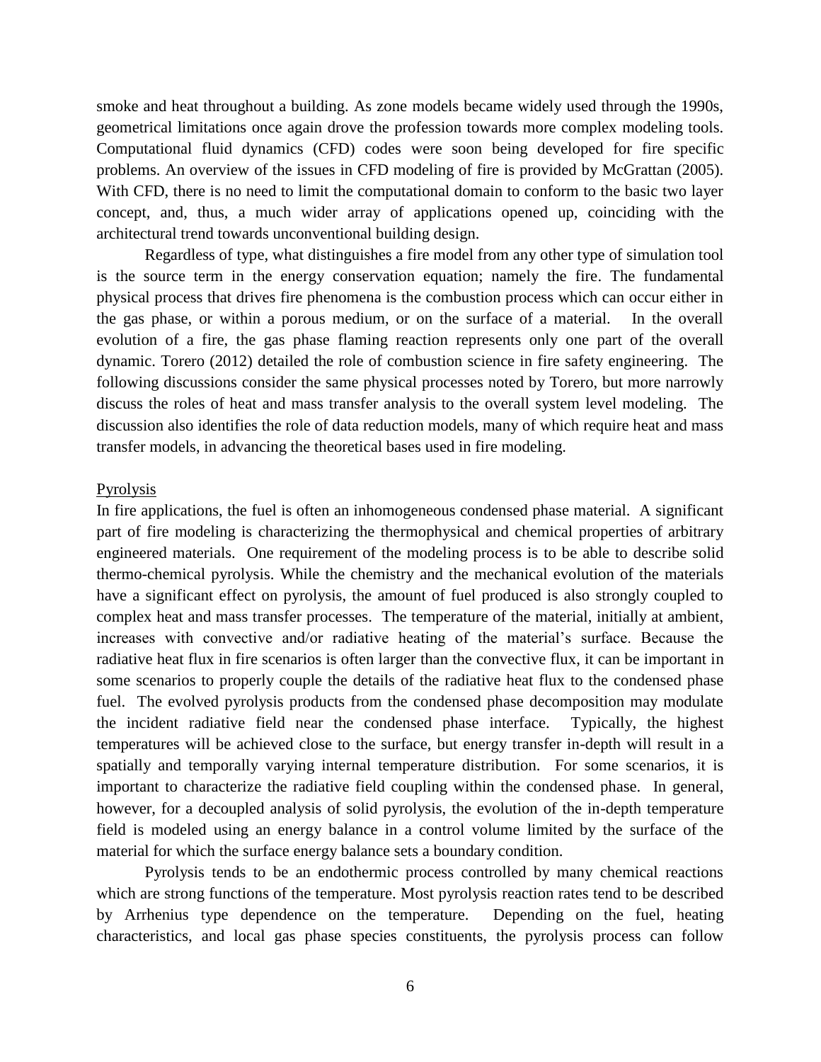smoke and heat throughout a building. As zone models became widely used through the 1990s, geometrical limitations once again drove the profession towards more complex modeling tools. Computational fluid dynamics (CFD) codes were soon being developed for fire specific problems. An overview of the issues in CFD modeling of fire is provided by McGrattan (2005). With CFD, there is no need to limit the computational domain to conform to the basic two layer concept, and, thus, a much wider array of applications opened up, coinciding with the architectural trend towards unconventional building design.

Regardless of type, what distinguishes a fire model from any other type of simulation tool is the source term in the energy conservation equation; namely the fire. The fundamental physical process that drives fire phenomena is the combustion process which can occur either in the gas phase, or within a porous medium, or on the surface of a material. In the overall evolution of a fire, the gas phase flaming reaction represents only one part of the overall dynamic. Torero (2012) detailed the role of combustion science in fire safety engineering. The following discussions consider the same physical processes noted by Torero, but more narrowly discuss the roles of heat and mass transfer analysis to the overall system level modeling. The discussion also identifies the role of data reduction models, many of which require heat and mass transfer models, in advancing the theoretical bases used in fire modeling.

## Pyrolysis

In fire applications, the fuel is often an inhomogeneous condensed phase material. A significant part of fire modeling is characterizing the thermophysical and chemical properties of arbitrary engineered materials. One requirement of the modeling process is to be able to describe solid thermo-chemical pyrolysis. While the chemistry and the mechanical evolution of the materials have a significant effect on pyrolysis, the amount of fuel produced is also strongly coupled to complex heat and mass transfer processes. The temperature of the material, initially at ambient, increases with convective and/or radiative heating of the material's surface. Because the radiative heat flux in fire scenarios is often larger than the convective flux, it can be important in some scenarios to properly couple the details of the radiative heat flux to the condensed phase fuel. The evolved pyrolysis products from the condensed phase decomposition may modulate the incident radiative field near the condensed phase interface. Typically, the highest temperatures will be achieved close to the surface, but energy transfer in-depth will result in a spatially and temporally varying internal temperature distribution. For some scenarios, it is important to characterize the radiative field coupling within the condensed phase. In general, however, for a decoupled analysis of solid pyrolysis, the evolution of the in-depth temperature field is modeled using an energy balance in a control volume limited by the surface of the material for which the surface energy balance sets a boundary condition.

Pyrolysis tends to be an endothermic process controlled by many chemical reactions which are strong functions of the temperature. Most pyrolysis reaction rates tend to be described by Arrhenius type dependence on the temperature. Depending on the fuel, heating characteristics, and local gas phase species constituents, the pyrolysis process can follow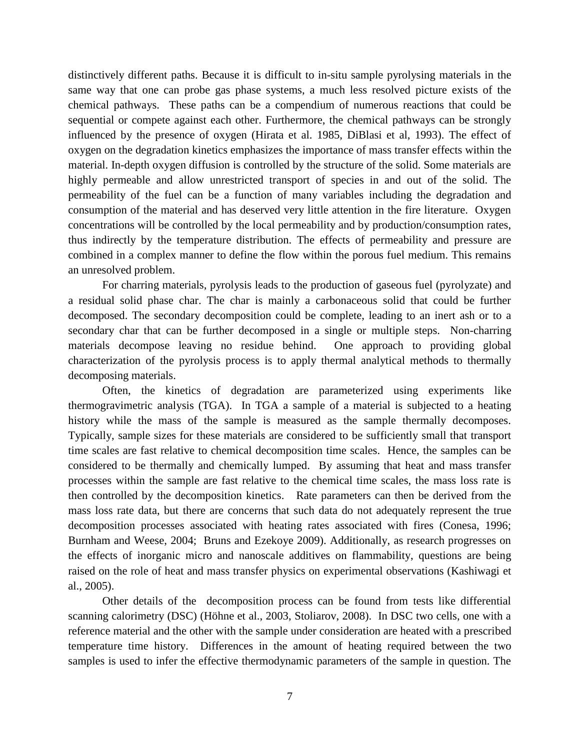distinctively different paths. Because it is difficult to in-situ sample pyrolysing materials in the same way that one can probe gas phase systems, a much less resolved picture exists of the chemical pathways. These paths can be a compendium of numerous reactions that could be sequential or compete against each other. Furthermore, the chemical pathways can be strongly influenced by the presence of oxygen (Hirata et al. 1985, DiBlasi et al, 1993). The effect of oxygen on the degradation kinetics emphasizes the importance of mass transfer effects within the material. In-depth oxygen diffusion is controlled by the structure of the solid. Some materials are highly permeable and allow unrestricted transport of species in and out of the solid. The permeability of the fuel can be a function of many variables including the degradation and consumption of the material and has deserved very little attention in the fire literature. Oxygen concentrations will be controlled by the local permeability and by production/consumption rates, thus indirectly by the temperature distribution. The effects of permeability and pressure are combined in a complex manner to define the flow within the porous fuel medium. This remains an unresolved problem.

For charring materials, pyrolysis leads to the production of gaseous fuel (pyrolyzate) and a residual solid phase char. The char is mainly a carbonaceous solid that could be further decomposed. The secondary decomposition could be complete, leading to an inert ash or to a secondary char that can be further decomposed in a single or multiple steps. Non-charring materials decompose leaving no residue behind. One approach to providing global characterization of the pyrolysis process is to apply thermal analytical methods to thermally decomposing materials.

Often, the kinetics of degradation are parameterized using experiments like thermogravimetric analysis (TGA). In TGA a sample of a material is subjected to a heating history while the mass of the sample is measured as the sample thermally decomposes. Typically, sample sizes for these materials are considered to be sufficiently small that transport time scales are fast relative to chemical decomposition time scales. Hence, the samples can be considered to be thermally and chemically lumped. By assuming that heat and mass transfer processes within the sample are fast relative to the chemical time scales, the mass loss rate is then controlled by the decomposition kinetics. Rate parameters can then be derived from the mass loss rate data, but there are concerns that such data do not adequately represent the true decomposition processes associated with heating rates associated with fires (Conesa, 1996; Burnham and Weese, 2004; Bruns and Ezekoye 2009). Additionally, as research progresses on the effects of inorganic micro and nanoscale additives on flammability, questions are being raised on the role of heat and mass transfer physics on experimental observations (Kashiwagi et al., 2005).

Other details of the decomposition process can be found from tests like differential scanning calorimetry (DSC) (Höhne et al., 2003, Stoliarov, 2008). In DSC two cells, one with a reference material and the other with the sample under consideration are heated with a prescribed temperature time history. Differences in the amount of heating required between the two samples is used to infer the effective thermodynamic parameters of the sample in question. The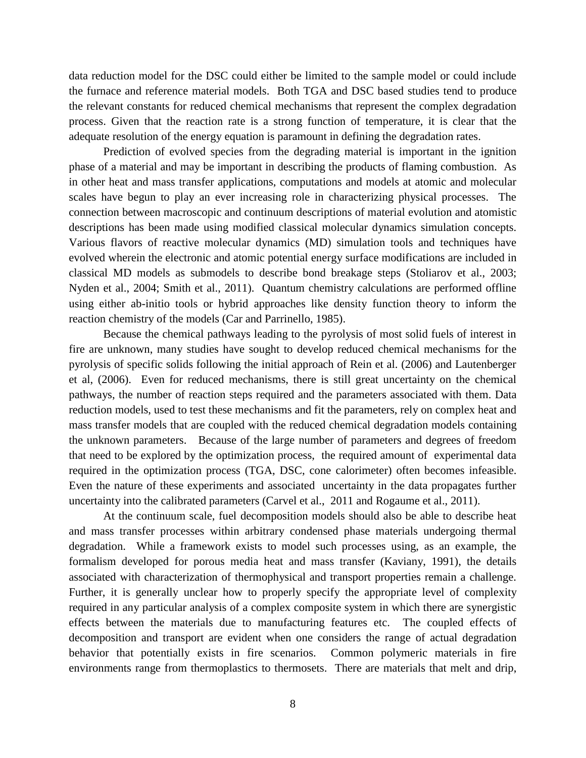data reduction model for the DSC could either be limited to the sample model or could include the furnace and reference material models. Both TGA and DSC based studies tend to produce the relevant constants for reduced chemical mechanisms that represent the complex degradation process. Given that the reaction rate is a strong function of temperature, it is clear that the adequate resolution of the energy equation is paramount in defining the degradation rates.

Prediction of evolved species from the degrading material is important in the ignition phase of a material and may be important in describing the products of flaming combustion. As in other heat and mass transfer applications, computations and models at atomic and molecular scales have begun to play an ever increasing role in characterizing physical processes. The connection between macroscopic and continuum descriptions of material evolution and atomistic descriptions has been made using modified classical molecular dynamics simulation concepts. Various flavors of reactive molecular dynamics (MD) simulation tools and techniques have evolved wherein the electronic and atomic potential energy surface modifications are included in classical MD models as submodels to describe bond breakage steps (Stoliarov et al., 2003; Nyden et al., 2004; Smith et al., 2011). Quantum chemistry calculations are performed offline using either ab-initio tools or hybrid approaches like density function theory to inform the reaction chemistry of the models (Car and Parrinello, 1985).

Because the chemical pathways leading to the pyrolysis of most solid fuels of interest in fire are unknown, many studies have sought to develop reduced chemical mechanisms for the pyrolysis of specific solids following the initial approach of Rein et al. (2006) and Lautenberger et al, (2006). Even for reduced mechanisms, there is still great uncertainty on the chemical pathways, the number of reaction steps required and the parameters associated with them. Data reduction models, used to test these mechanisms and fit the parameters, rely on complex heat and mass transfer models that are coupled with the reduced chemical degradation models containing the unknown parameters. Because of the large number of parameters and degrees of freedom that need to be explored by the optimization process, the required amount of experimental data required in the optimization process (TGA, DSC, cone calorimeter) often becomes infeasible. Even the nature of these experiments and associated uncertainty in the data propagates further uncertainty into the calibrated parameters (Carvel et al., 2011 and Rogaume et al., 2011).

At the continuum scale, fuel decomposition models should also be able to describe heat and mass transfer processes within arbitrary condensed phase materials undergoing thermal degradation. While a framework exists to model such processes using, as an example, the formalism developed for porous media heat and mass transfer (Kaviany, 1991), the details associated with characterization of thermophysical and transport properties remain a challenge. Further, it is generally unclear how to properly specify the appropriate level of complexity required in any particular analysis of a complex composite system in which there are synergistic effects between the materials due to manufacturing features etc. The coupled effects of decomposition and transport are evident when one considers the range of actual degradation behavior that potentially exists in fire scenarios. Common polymeric materials in fire environments range from thermoplastics to thermosets. There are materials that melt and drip,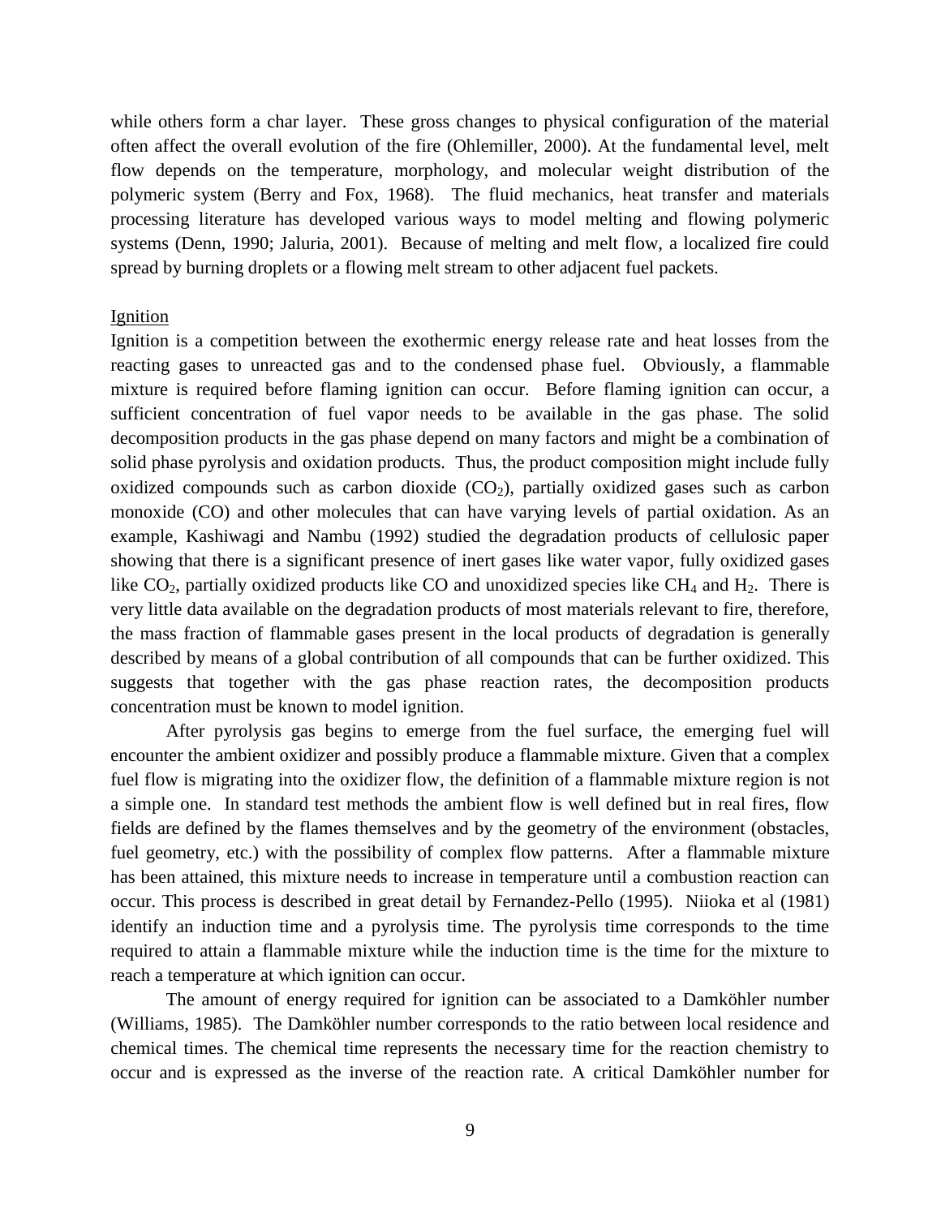while others form a char layer. These gross changes to physical configuration of the material often affect the overall evolution of the fire (Ohlemiller, 2000). At the fundamental level, melt flow depends on the temperature, morphology, and molecular weight distribution of the polymeric system (Berry and Fox, 1968). The fluid mechanics, heat transfer and materials processing literature has developed various ways to model melting and flowing polymeric systems (Denn, 1990; Jaluria, 2001). Because of melting and melt flow, a localized fire could spread by burning droplets or a flowing melt stream to other adjacent fuel packets.

## Ignition

Ignition is a competition between the exothermic energy release rate and heat losses from the reacting gases to unreacted gas and to the condensed phase fuel. Obviously, a flammable mixture is required before flaming ignition can occur. Before flaming ignition can occur, a sufficient concentration of fuel vapor needs to be available in the gas phase. The solid decomposition products in the gas phase depend on many factors and might be a combination of solid phase pyrolysis and oxidation products. Thus, the product composition might include fully oxidized compounds such as carbon dioxide ($CO_2$), partially oxidized gases such as carbon monoxide (CO) and other molecules that can have varying levels of partial oxidation. As an example, Kashiwagi and Nambu (1992) studied the degradation products of cellulosic paper showing that there is a significant presence of inert gases like water vapor, fully oxidized gases like $CO_2$, partially oxidized products like CO and unoxidized species like $CH_4$ and $H_2$. There is very little data available on the degradation products of most materials relevant to fire, therefore, the mass fraction of flammable gases present in the local products of degradation is generally described by means of a global contribution of all compounds that can be further oxidized. This suggests that together with the gas phase reaction rates, the decomposition products concentration must be known to model ignition.

After pyrolysis gas begins to emerge from the fuel surface, the emerging fuel will encounter the ambient oxidizer and possibly produce a flammable mixture. Given that a complex fuel flow is migrating into the oxidizer flow, the definition of a flammable mixture region is not a simple one. In standard test methods the ambient flow is well defined but in real fires, flow fields are defined by the flames themselves and by the geometry of the environment (obstacles, fuel geometry, etc.) with the possibility of complex flow patterns. After a flammable mixture has been attained, this mixture needs to increase in temperature until a combustion reaction can occur. This process is described in great detail by Fernandez-Pello (1995). Niioka et al (1981) identify an induction time and a pyrolysis time. The pyrolysis time corresponds to the time required to attain a flammable mixture while the induction time is the time for the mixture to reach a temperature at which ignition can occur.

The amount of energy required for ignition can be associated to a Damköhler number (Williams, 1985). The Damköhler number corresponds to the ratio between local residence and chemical times. The chemical time represents the necessary time for the reaction chemistry to occur and is expressed as the inverse of the reaction rate. A critical Damköhler number for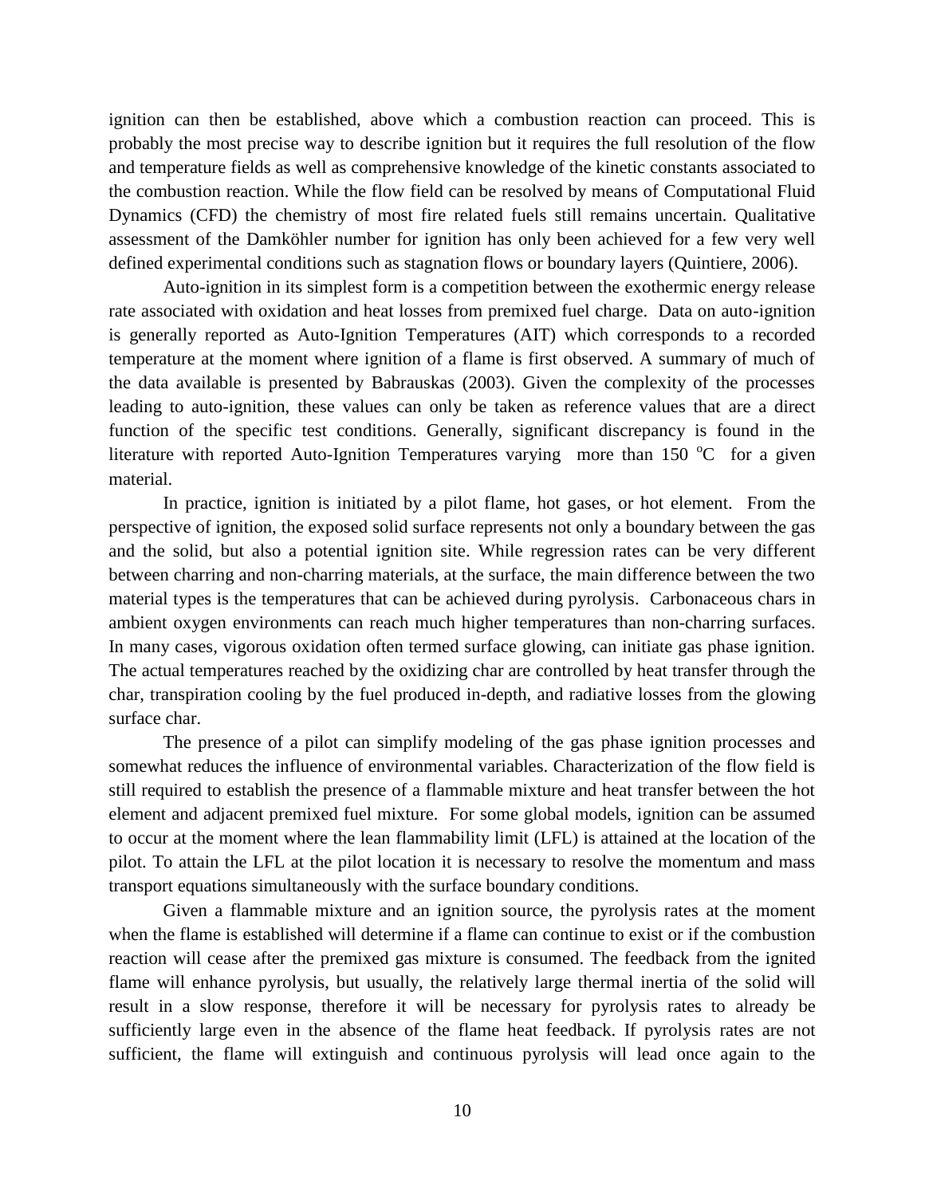ignition can then be established, above which a combustion reaction can proceed. This is probably the most precise way to describe ignition but it requires the full resolution of the flow and temperature fields as well as comprehensive knowledge of the kinetic constants associated to the combustion reaction. While the flow field can be resolved by means of Computational Fluid Dynamics (CFD) the chemistry of most fire related fuels still remains uncertain. Qualitative assessment of the Damköhler number for ignition has only been achieved for a few very well defined experimental conditions such as stagnation flows or boundary layers (Quintiere, 2006).

Auto-ignition in its simplest form is a competition between the exothermic energy release rate associated with oxidation and heat losses from premixed fuel charge. Data on auto-ignition is generally reported as Auto-Ignition Temperatures (AIT) which corresponds to a recorded temperature at the moment where ignition of a flame is first observed. A summary of much of the data available is presented by Babrauskas (2003). Given the complexity of the processes leading to auto-ignition, these values can only be taken as reference values that are a direct function of the specific test conditions. Generally, significant discrepancy is found in the literature with reported Auto-Ignition Temperatures varying more than 150 $^{o}$C for a given material.

In practice, ignition is initiated by a pilot flame, hot gases, or hot element. From the perspective of ignition, the exposed solid surface represents not only a boundary between the gas and the solid, but also a potential ignition site. While regression rates can be very different between charring and non-charring materials, at the surface, the main difference between the two material types is the temperatures that can be achieved during pyrolysis. Carbonaceous chars in ambient oxygen environments can reach much higher temperatures than non-charring surfaces. In many cases, vigorous oxidation often termed surface glowing, can initiate gas phase ignition. The actual temperatures reached by the oxidizing char are controlled by heat transfer through the char, transpiration cooling by the fuel produced in-depth, and radiative losses from the glowing surface char.

The presence of a pilot can simplify modeling of the gas phase ignition processes and somewhat reduces the influence of environmental variables. Characterization of the flow field is still required to establish the presence of a flammable mixture and heat transfer between the hot element and adjacent premixed fuel mixture. For some global models, ignition can be assumed to occur at the moment where the lean flammability limit (LFL) is attained at the location of the pilot. To attain the LFL at the pilot location it is necessary to resolve the momentum and mass transport equations simultaneously with the surface boundary conditions.

Given a flammable mixture and an ignition source, the pyrolysis rates at the moment when the flame is established will determine if a flame can continue to exist or if the combustion reaction will cease after the premixed gas mixture is consumed. The feedback from the ignited flame will enhance pyrolysis, but usually, the relatively large thermal inertia of the solid will result in a slow response, therefore it will be necessary for pyrolysis rates to already be sufficiently large even in the absence of the flame heat feedback. If pyrolysis rates are not sufficient, the flame will extinguish and continuous pyrolysis will lead once again to the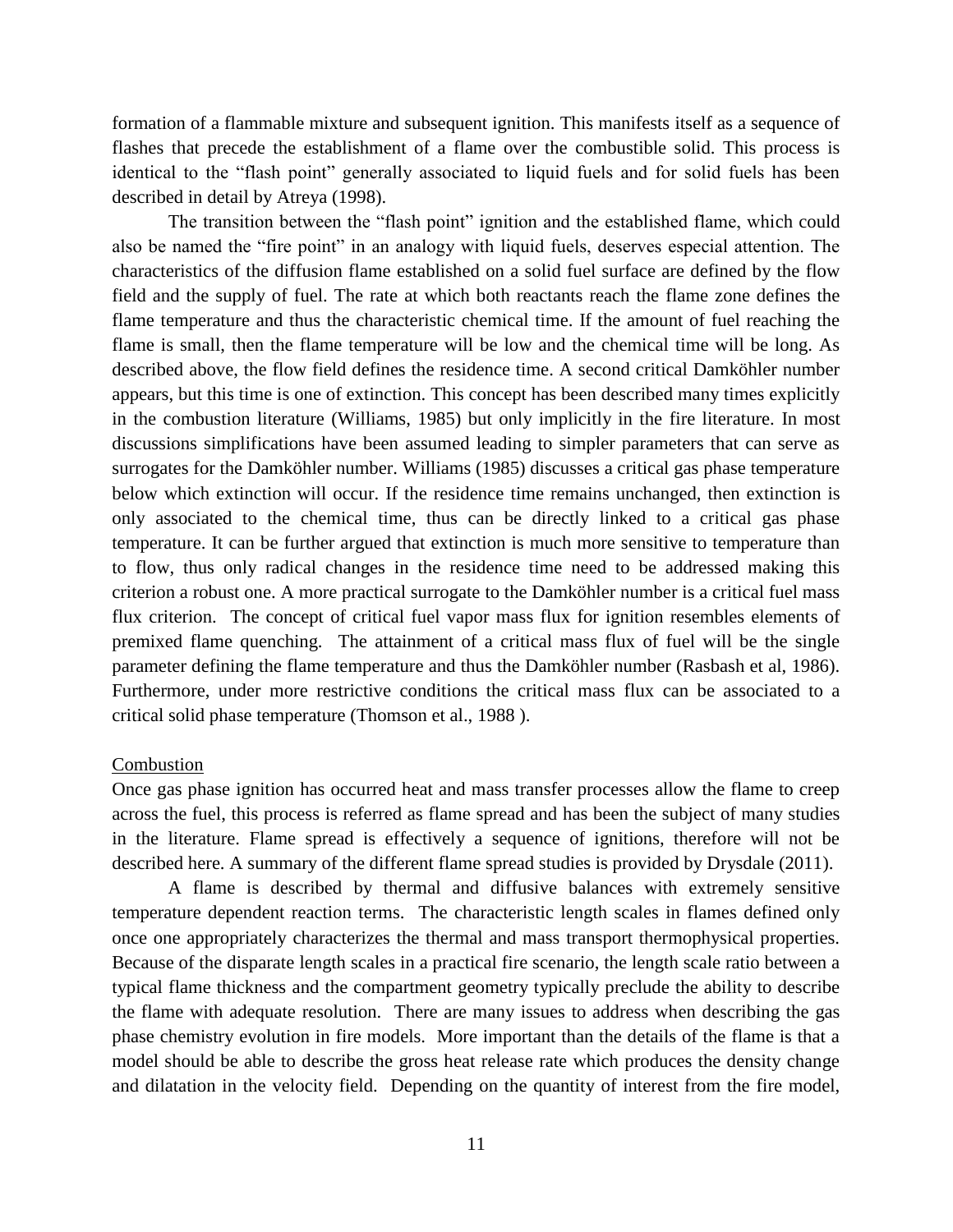formation of a flammable mixture and subsequent ignition. This manifests itself as a sequence of flashes that precede the establishment of a flame over the combustible solid. This process is identical to the "flash point" generally associated to liquid fuels and for solid fuels has been described in detail by Atreya (1998).

The transition between the "flash point" ignition and the established flame, which could also be named the "fire point" in an analogy with liquid fuels, deserves especial attention. The characteristics of the diffusion flame established on a solid fuel surface are defined by the flow field and the supply of fuel. The rate at which both reactants reach the flame zone defines the flame temperature and thus the characteristic chemical time. If the amount of fuel reaching the flame is small, then the flame temperature will be low and the chemical time will be long. As described above, the flow field defines the residence time. A second critical Damköhler number appears, but this time is one of extinction. This concept has been described many times explicitly in the combustion literature (Williams, 1985) but only implicitly in the fire literature. In most discussions simplifications have been assumed leading to simpler parameters that can serve as surrogates for the Damköhler number. Williams (1985) discusses a critical gas phase temperature below which extinction will occur. If the residence time remains unchanged, then extinction is only associated to the chemical time, thus can be directly linked to a critical gas phase temperature. It can be further argued that extinction is much more sensitive to temperature than to flow, thus only radical changes in the residence time need to be addressed making this criterion a robust one. A more practical surrogate to the Damköhler number is a critical fuel mass flux criterion. The concept of critical fuel vapor mass flux for ignition resembles elements of premixed flame quenching. The attainment of a critical mass flux of fuel will be the single parameter defining the flame temperature and thus the Damköhler number (Rasbash et al, 1986). Furthermore, under more restrictive conditions the critical mass flux can be associated to a critical solid phase temperature (Thomson et al., 1988 ).

## Combustion

Once gas phase ignition has occurred heat and mass transfer processes allow the flame to creep across the fuel, this process is referred as flame spread and has been the subject of many studies in the literature. Flame spread is effectively a sequence of ignitions, therefore will not be described here. A summary of the different flame spread studies is provided by Drysdale (2011).

A flame is described by thermal and diffusive balances with extremely sensitive temperature dependent reaction terms. The characteristic length scales in flames defined only once one appropriately characterizes the thermal and mass transport thermophysical properties. Because of the disparate length scales in a practical fire scenario, the length scale ratio between a typical flame thickness and the compartment geometry typically preclude the ability to describe the flame with adequate resolution. There are many issues to address when describing the gas phase chemistry evolution in fire models. More important than the details of the flame is that a model should be able to describe the gross heat release rate which produces the density change and dilatation in the velocity field. Depending on the quantity of interest from the fire model,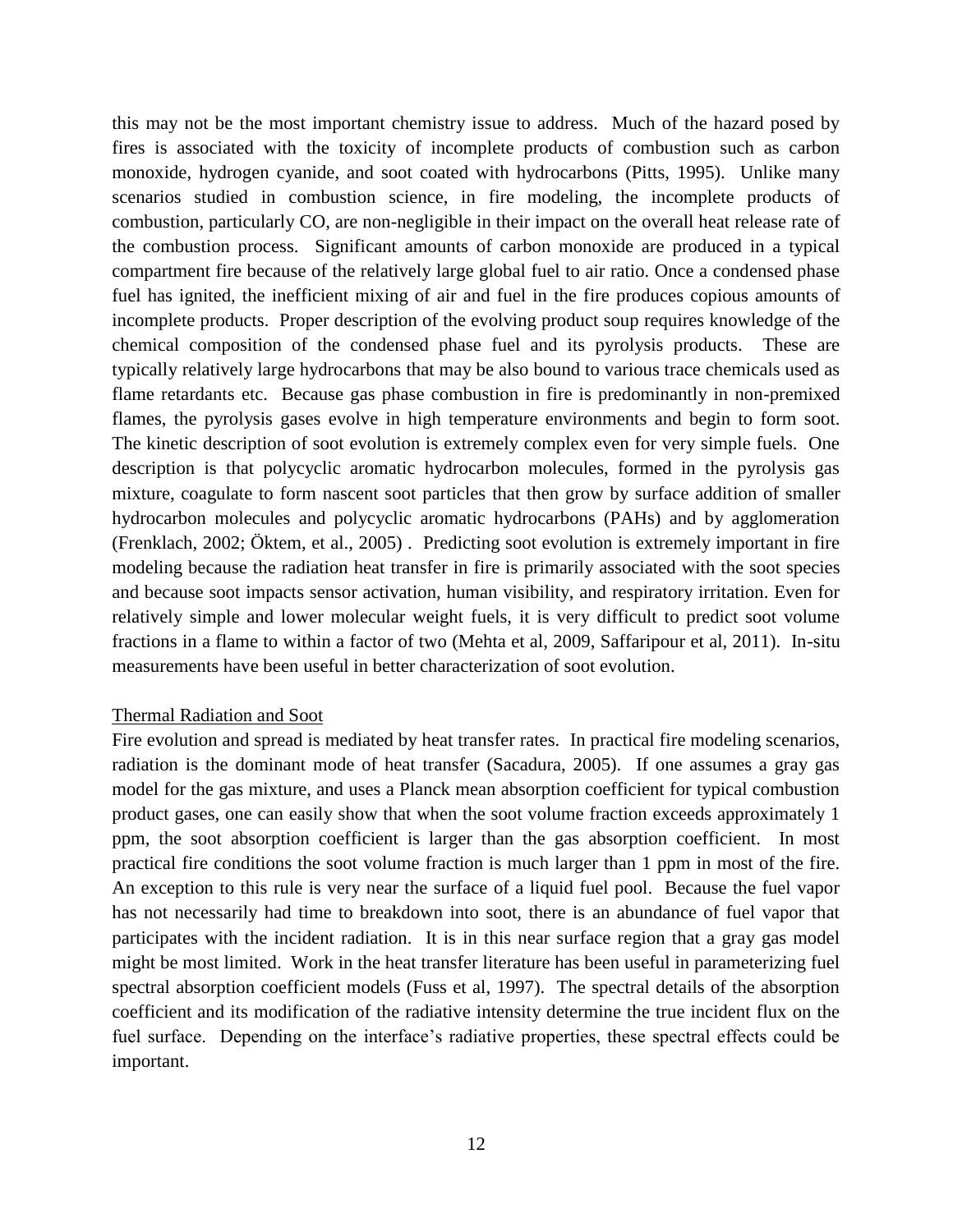this may not be the most important chemistry issue to address. Much of the hazard posed by fires is associated with the toxicity of incomplete products of combustion such as carbon monoxide, hydrogen cyanide, and soot coated with hydrocarbons (Pitts, 1995). Unlike many scenarios studied in combustion science, in fire modeling, the incomplete products of combustion, particularly CO, are non-negligible in their impact on the overall heat release rate of the combustion process. Significant amounts of carbon monoxide are produced in a typical compartment fire because of the relatively large global fuel to air ratio. Once a condensed phase fuel has ignited, the inefficient mixing of air and fuel in the fire produces copious amounts of incomplete products. Proper description of the evolving product soup requires knowledge of the chemical composition of the condensed phase fuel and its pyrolysis products. These are typically relatively large hydrocarbons that may be also bound to various trace chemicals used as flame retardants etc. Because gas phase combustion in fire is predominantly in non-premixed flames, the pyrolysis gases evolve in high temperature environments and begin to form soot. The kinetic description of soot evolution is extremely complex even for very simple fuels. One description is that polycyclic aromatic hydrocarbon molecules, formed in the pyrolysis gas mixture, coagulate to form nascent soot particles that then grow by surface addition of smaller hydrocarbon molecules and polycyclic aromatic hydrocarbons (PAHs) and by agglomeration (Frenklach, 2002; Öktem, et al., 2005) . Predicting soot evolution is extremely important in fire modeling because the radiation heat transfer in fire is primarily associated with the soot species and because soot impacts sensor activation, human visibility, and respiratory irritation. Even for relatively simple and lower molecular weight fuels, it is very difficult to predict soot volume fractions in a flame to within a factor of two (Mehta et al, 2009, Saffaripour et al, 2011). In-situ measurements have been useful in better characterization of soot evolution.

Thermal Radiation and Soot

Fire evolution and spread is mediated by heat transfer rates. In practical fire modeling scenarios, radiation is the dominant mode of heat transfer (Sacadura, 2005). If one assumes a gray gas model for the gas mixture, and uses a Planck mean absorption coefficient for typical combustion product gases, one can easily show that when the soot volume fraction exceeds approximately 1 ppm, the soot absorption coefficient is larger than the gas absorption coefficient. In most practical fire conditions the soot volume fraction is much larger than 1 ppm in most of the fire. An exception to this rule is very near the surface of a liquid fuel pool. Because the fuel vapor has not necessarily had time to breakdown into soot, there is an abundance of fuel vapor that participates with the incident radiation. It is in this near surface region that a gray gas model might be most limited. Work in the heat transfer literature has been useful in parameterizing fuel spectral absorption coefficient models (Fuss et al, 1997). The spectral details of the absorption coefficient and its modification of the radiative intensity determine the true incident flux on the fuel surface. Depending on the interface's radiative properties, these spectral effects could be important.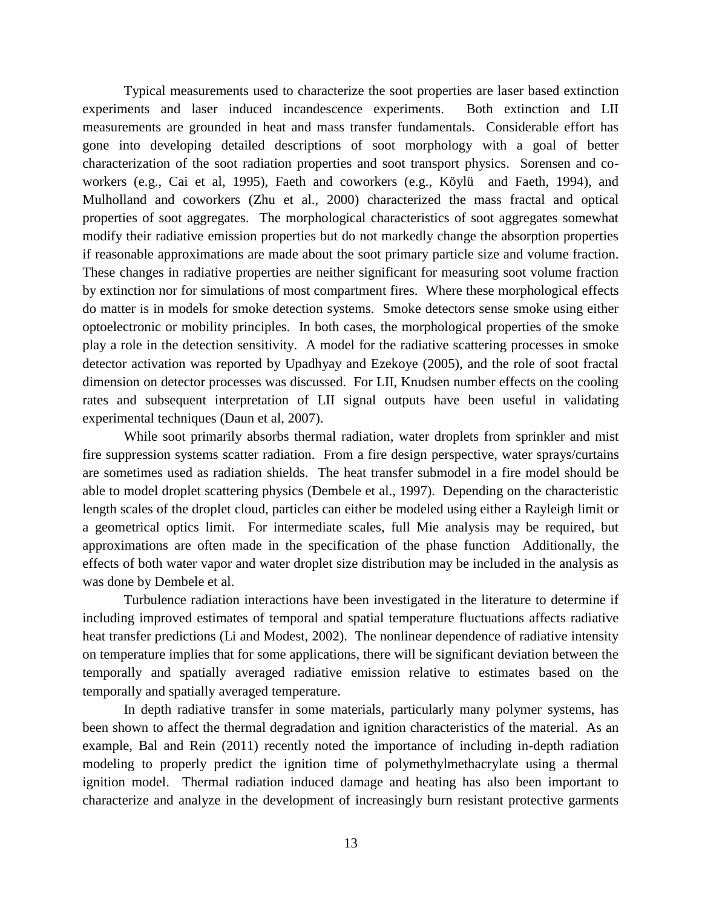Typical measurements used to characterize the soot properties are laser based extinction experiments and laser induced incandescence experiments. Both extinction and LII measurements are grounded in heat and mass transfer fundamentals. Considerable effort has gone into developing detailed descriptions of soot morphology with a goal of better characterization of the soot radiation properties and soot transport physics. Sorensen and co-workers (e.g., Cai et al, 1995), Faeth and coworkers (e.g., Köylü and Faeth, 1994), and Mulholland and coworkers (Zhu et al., 2000) characterized the mass fractal and optical properties of soot aggregates. The morphological characteristics of soot aggregates somewhat modify their radiative emission properties but do not markedly change the absorption properties if reasonable approximations are made about the soot primary particle size and volume fraction. These changes in radiative properties are neither significant for measuring soot volume fraction by extinction nor for simulations of most compartment fires. Where these morphological effects do matter is in models for smoke detection systems. Smoke detectors sense smoke using either optoelectronic or mobility principles. In both cases, the morphological properties of the smoke play a role in the detection sensitivity. A model for the radiative scattering processes in smoke detector activation was reported by Upadhyay and Ezekoye (2005), and the role of soot fractal dimension on detector processes was discussed. For LII, Knudsen number effects on the cooling rates and subsequent interpretation of LII signal outputs have been useful in validating experimental techniques (Daun et al, 2007).

While soot primarily absorbs thermal radiation, water droplets from sprinkler and mist fire suppression systems scatter radiation. From a fire design perspective, water sprays/curtains are sometimes used as radiation shields. The heat transfer submodel in a fire model should be able to model droplet scattering physics (Dembele et al., 1997). Depending on the characteristic length scales of the droplet cloud, particles can either be modeled using either a Rayleigh limit or a geometrical optics limit. For intermediate scales, full Mie analysis may be required, but approximations are often made in the specification of the phase function Additionally, the effects of both water vapor and water droplet size distribution may be included in the analysis as was done by Dembele et al.

Turbulence radiation interactions have been investigated in the literature to determine if including improved estimates of temporal and spatial temperature fluctuations affects radiative heat transfer predictions (Li and Modest, 2002). The nonlinear dependence of radiative intensity on temperature implies that for some applications, there will be significant deviation between the temporally and spatially averaged radiative emission relative to estimates based on the temporally and spatially averaged temperature.

In depth radiative transfer in some materials, particularly many polymer systems, has been shown to affect the thermal degradation and ignition characteristics of the material. As an example, Bal and Rein (2011) recently noted the importance of including in-depth radiation modeling to properly predict the ignition time of polymethylmethacrylate using a thermal ignition model. Thermal radiation induced damage and heating has also been important to characterize and analyze in the development of increasingly burn resistant protective garments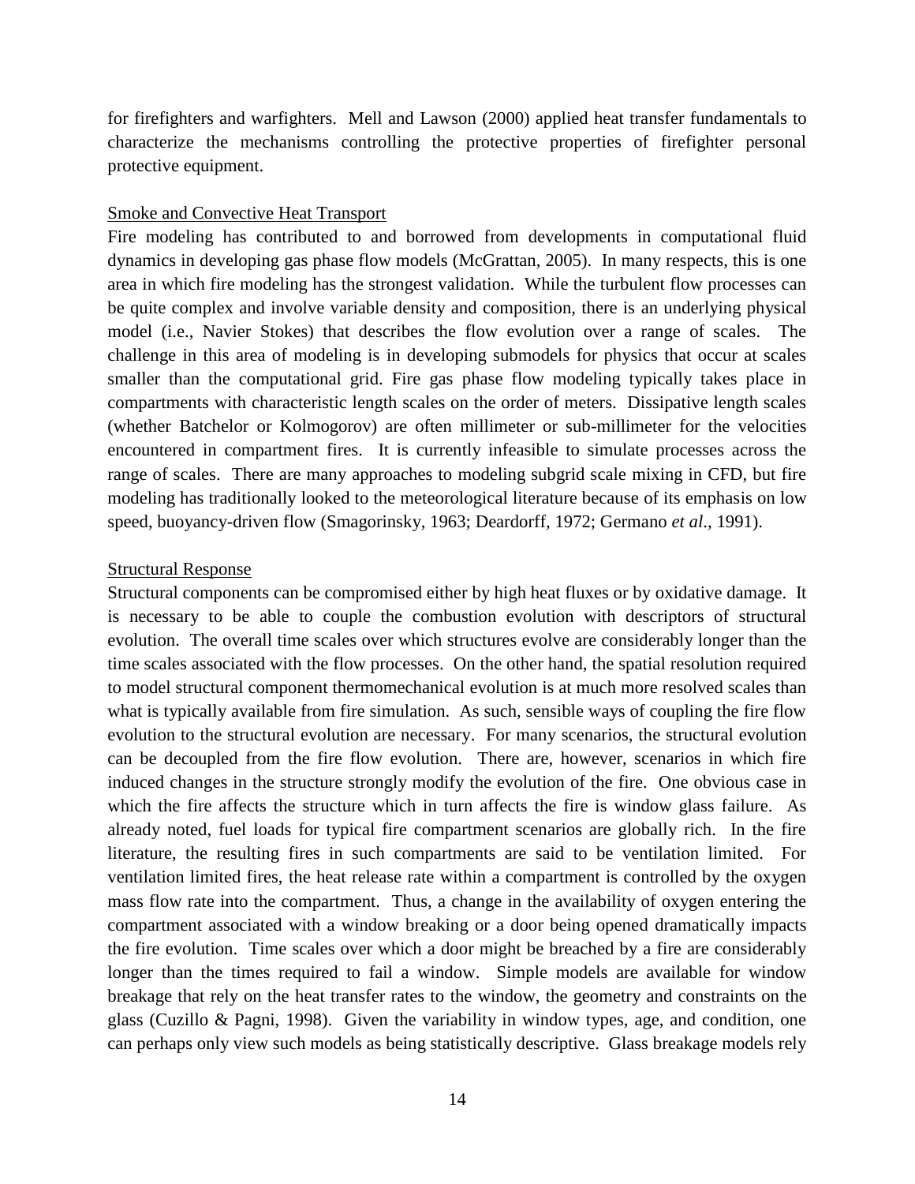for firefighters and warfighters. Mell and Lawson (2000) applied heat transfer fundamentals to characterize the mechanisms controlling the protective properties of firefighter personal protective equipment.

### Smoke and Convective Heat Transport

Fire modeling has contributed to and borrowed from developments in computational fluid dynamics in developing gas phase flow models (McGrattan, 2005). In many respects, this is one area in which fire modeling has the strongest validation. While the turbulent flow processes can be quite complex and involve variable density and composition, there is an underlying physical model (i.e., Navier Stokes) that describes the flow evolution over a range of scales. The challenge in this area of modeling is in developing submodels for physics that occur at scales smaller than the computational grid. Fire gas phase flow modeling typically takes place in compartments with characteristic length scales on the order of meters. Dissipative length scales (whether Batchelor or Kolmogorov) are often millimeter or sub-millimeter for the velocities encountered in compartment fires. It is currently infeasible to simulate processes across the range of scales. There are many approaches to modeling subgrid scale mixing in CFD, but fire modeling has traditionally looked to the meteorological literature because of its emphasis on low speed, buoyancy-driven flow (Smagorinsky, 1963; Deardorff, 1972; Germano *et al*., 1991).

### Structural Response

Structural components can be compromised either by high heat fluxes or by oxidative damage. It is necessary to be able to couple the combustion evolution with descriptors of structural evolution. The overall time scales over which structures evolve are considerably longer than the time scales associated with the flow processes. On the other hand, the spatial resolution required to model structural component thermomechanical evolution is at much more resolved scales than what is typically available from fire simulation. As such, sensible ways of coupling the fire flow evolution to the structural evolution are necessary. For many scenarios, the structural evolution can be decoupled from the fire flow evolution. There are, however, scenarios in which fire induced changes in the structure strongly modify the evolution of the fire. One obvious case in which the fire affects the structure which in turn affects the fire is window glass failure. As already noted, fuel loads for typical fire compartment scenarios are globally rich. In the fire literature, the resulting fires in such compartments are said to be ventilation limited. For ventilation limited fires, the heat release rate within a compartment is controlled by the oxygen mass flow rate into the compartment. Thus, a change in the availability of oxygen entering the compartment associated with a window breaking or a door being opened dramatically impacts the fire evolution. Time scales over which a door might be breached by a fire are considerably longer than the times required to fail a window. Simple models are available for window breakage that rely on the heat transfer rates to the window, the geometry and constraints on the glass (Cuzillo & Pagni, 1998). Given the variability in window types, age, and condition, one can perhaps only view such models as being statistically descriptive. Glass breakage models rely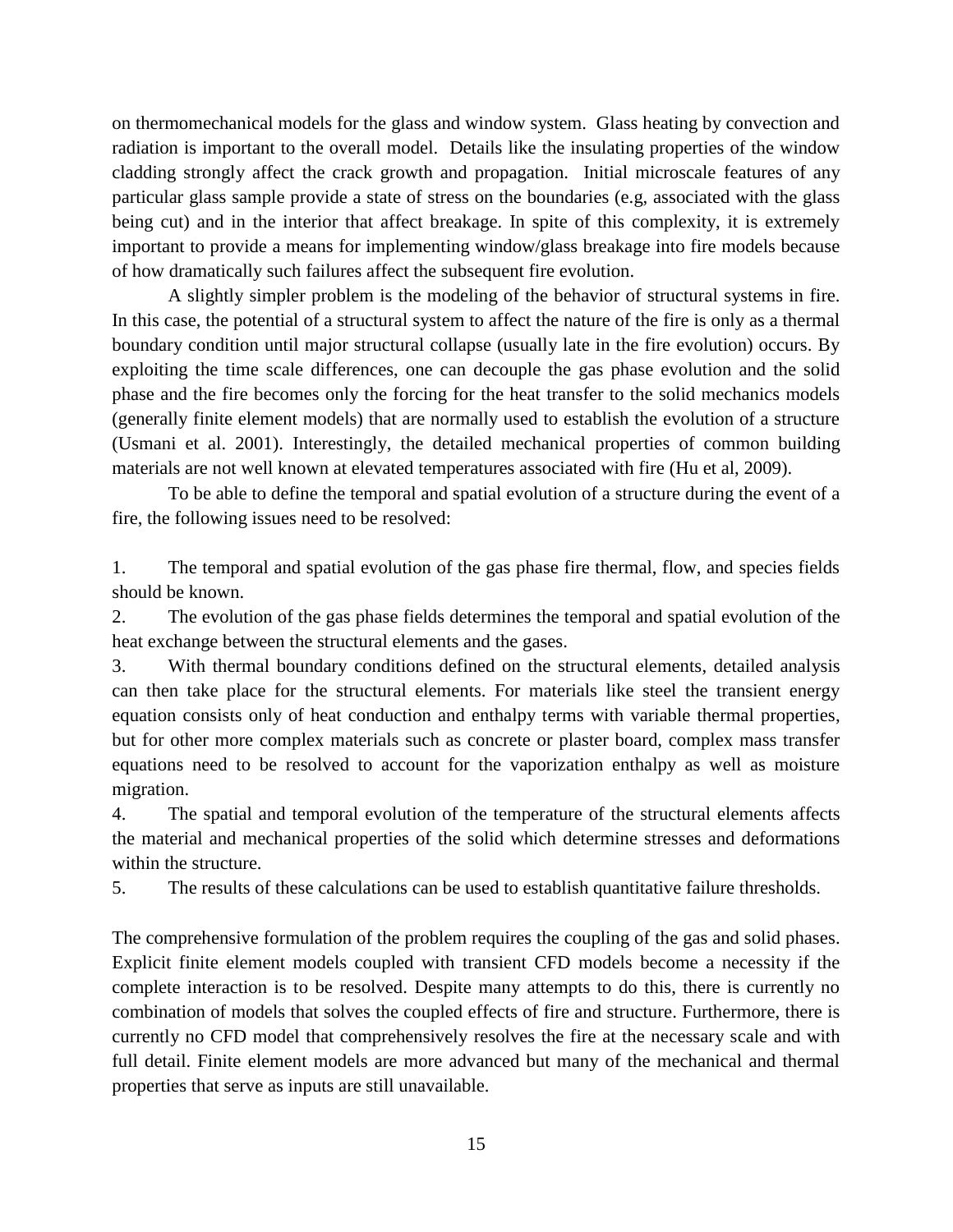on thermomechanical models for the glass and window system. Glass heating by convection and radiation is important to the overall model. Details like the insulating properties of the window cladding strongly affect the crack growth and propagation. Initial microscale features of any particular glass sample provide a state of stress on the boundaries (e.g, associated with the glass being cut) and in the interior that affect breakage. In spite of this complexity, it is extremely important to provide a means for implementing window/glass breakage into fire models because of how dramatically such failures affect the subsequent fire evolution.

A slightly simpler problem is the modeling of the behavior of structural systems in fire. In this case, the potential of a structural system to affect the nature of the fire is only as a thermal boundary condition until major structural collapse (usually late in the fire evolution) occurs. By exploiting the time scale differences, one can decouple the gas phase evolution and the solid phase and the fire becomes only the forcing for the heat transfer to the solid mechanics models (generally finite element models) that are normally used to establish the evolution of a structure (Usmani et al. 2001). Interestingly, the detailed mechanical properties of common building materials are not well known at elevated temperatures associated with fire (Hu et al, 2009).

To be able to define the temporal and spatial evolution of a structure during the event of a fire, the following issues need to be resolved:

1. The temporal and spatial evolution of the gas phase fire thermal, flow, and species fields should be known.
2. The evolution of the gas phase fields determines the temporal and spatial evolution of the heat exchange between the structural elements and the gases.
3. With thermal boundary conditions defined on the structural elements, detailed analysis can then take place for the structural elements. For materials like steel the transient energy equation consists only of heat conduction and enthalpy terms with variable thermal properties, but for other more complex materials such as concrete or plaster board, complex mass transfer equations need to be resolved to account for the vaporization enthalpy as well as moisture migration.
4. The spatial and temporal evolution of the temperature of the structural elements affects the material and mechanical properties of the solid which determine stresses and deformations within the structure.
5. The results of these calculations can be used to establish quantitative failure thresholds.

The comprehensive formulation of the problem requires the coupling of the gas and solid phases. Explicit finite element models coupled with transient CFD models become a necessity if the complete interaction is to be resolved. Despite many attempts to do this, there is currently no combination of models that solves the coupled effects of fire and structure. Furthermore, there is currently no CFD model that comprehensively resolves the fire at the necessary scale and with full detail. Finite element models are more advanced but many of the mechanical and thermal properties that serve as inputs are still unavailable.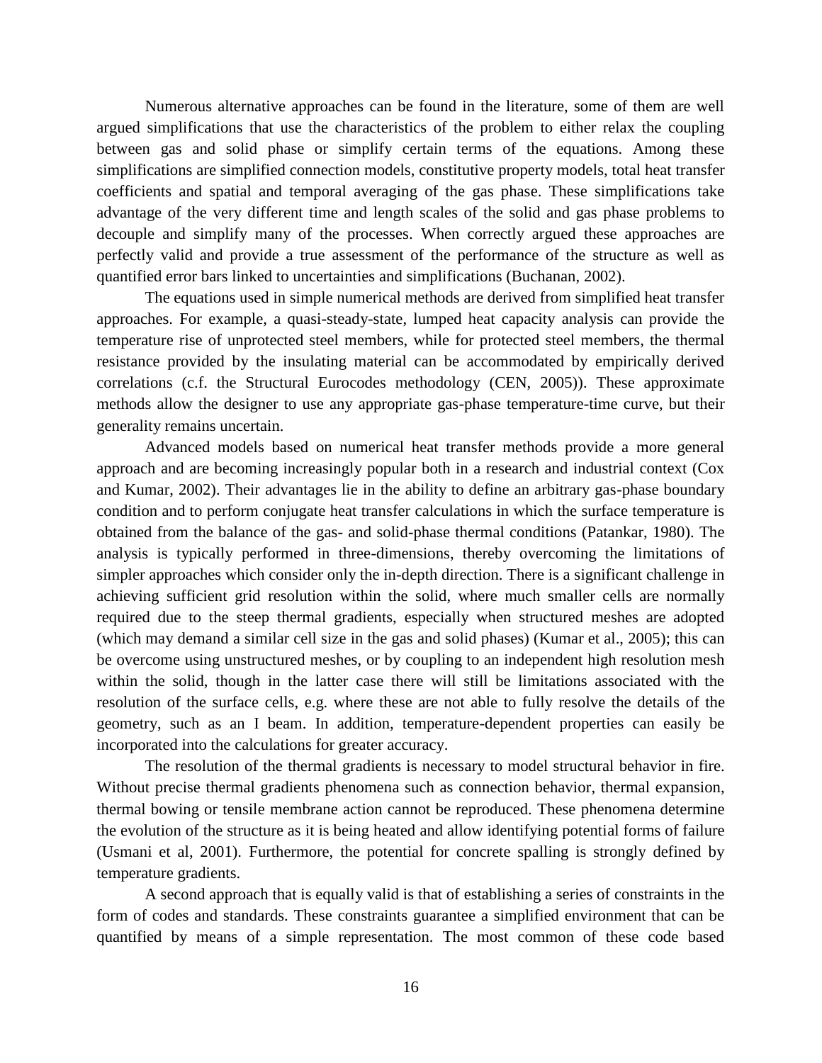Numerous alternative approaches can be found in the literature, some of them are well argued simplifications that use the characteristics of the problem to either relax the coupling between gas and solid phase or simplify certain terms of the equations. Among these simplifications are simplified connection models, constitutive property models, total heat transfer coefficients and spatial and temporal averaging of the gas phase. These simplifications take advantage of the very different time and length scales of the solid and gas phase problems to decouple and simplify many of the processes. When correctly argued these approaches are perfectly valid and provide a true assessment of the performance of the structure as well as quantified error bars linked to uncertainties and simplifications (Buchanan, 2002).

The equations used in simple numerical methods are derived from simplified heat transfer approaches. For example, a quasi-steady-state, lumped heat capacity analysis can provide the temperature rise of unprotected steel members, while for protected steel members, the thermal resistance provided by the insulating material can be accommodated by empirically derived correlations (c.f. the Structural Eurocodes methodology (CEN, 2005)). These approximate methods allow the designer to use any appropriate gas-phase temperature-time curve, but their generality remains uncertain.

Advanced models based on numerical heat transfer methods provide a more general approach and are becoming increasingly popular both in a research and industrial context (Cox and Kumar, 2002). Their advantages lie in the ability to define an arbitrary gas-phase boundary condition and to perform conjugate heat transfer calculations in which the surface temperature is obtained from the balance of the gas- and solid-phase thermal conditions (Patankar, 1980). The analysis is typically performed in three-dimensions, thereby overcoming the limitations of simpler approaches which consider only the in-depth direction. There is a significant challenge in achieving sufficient grid resolution within the solid, where much smaller cells are normally required due to the steep thermal gradients, especially when structured meshes are adopted (which may demand a similar cell size in the gas and solid phases) (Kumar et al., 2005); this can be overcome using unstructured meshes, or by coupling to an independent high resolution mesh within the solid, though in the latter case there will still be limitations associated with the resolution of the surface cells, e.g. where these are not able to fully resolve the details of the geometry, such as an I beam. In addition, temperature-dependent properties can easily be incorporated into the calculations for greater accuracy.

The resolution of the thermal gradients is necessary to model structural behavior in fire. Without precise thermal gradients phenomena such as connection behavior, thermal expansion, thermal bowing or tensile membrane action cannot be reproduced. These phenomena determine the evolution of the structure as it is being heated and allow identifying potential forms of failure (Usmani et al, 2001). Furthermore, the potential for concrete spalling is strongly defined by temperature gradients.

A second approach that is equally valid is that of establishing a series of constraints in the form of codes and standards. These constraints guarantee a simplified environment that can be quantified by means of a simple representation. The most common of these code based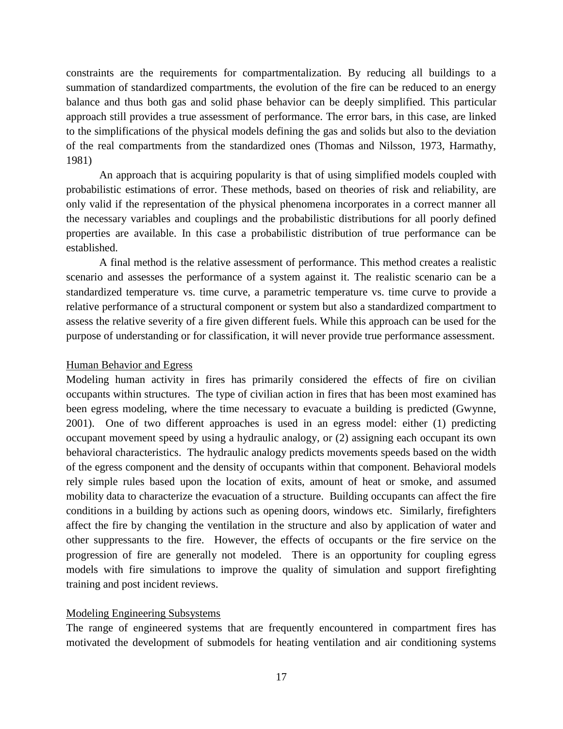constraints are the requirements for compartmentalization. By reducing all buildings to a summation of standardized compartments, the evolution of the fire can be reduced to an energy balance and thus both gas and solid phase behavior can be deeply simplified. This particular approach still provides a true assessment of performance. The error bars, in this case, are linked to the simplifications of the physical models defining the gas and solids but also to the deviation of the real compartments from the standardized ones (Thomas and Nilsson, 1973, Harmathy, 1981)

An approach that is acquiring popularity is that of using simplified models coupled with probabilistic estimations of error. These methods, based on theories of risk and reliability, are only valid if the representation of the physical phenomena incorporates in a correct manner all the necessary variables and couplings and the probabilistic distributions for all poorly defined properties are available. In this case a probabilistic distribution of true performance can be established.

A final method is the relative assessment of performance. This method creates a realistic scenario and assesses the performance of a system against it. The realistic scenario can be a standardized temperature vs. time curve, a parametric temperature vs. time curve to provide a relative performance of a structural component or system but also a standardized compartment to assess the relative severity of a fire given different fuels. While this approach can be used for the purpose of understanding or for classification, it will never provide true performance assessment.

<u>Human Behavior and Egress</u>

Modeling human activity in fires has primarily considered the effects of fire on civilian occupants within structures. The type of civilian action in fires that has been most examined has been egress modeling, where the time necessary to evacuate a building is predicted (Gwynne, 2001). One of two different approaches is used in an egress model: either (1) predicting occupant movement speed by using a hydraulic analogy, or (2) assigning each occupant its own behavioral characteristics. The hydraulic analogy predicts movements speeds based on the width of the egress component and the density of occupants within that component. Behavioral models rely simple rules based upon the location of exits, amount of heat or smoke, and assumed mobility data to characterize the evacuation of a structure. Building occupants can affect the fire conditions in a building by actions such as opening doors, windows etc. Similarly, firefighters affect the fire by changing the ventilation in the structure and also by application of water and other suppressants to the fire. However, the effects of occupants or the fire service on the progression of fire are generally not modeled. There is an opportunity for coupling egress models with fire simulations to improve the quality of simulation and support firefighting training and post incident reviews.

<u>Modeling Engineering Subsystems</u>

The range of engineered systems that are frequently encountered in compartment fires has motivated the development of submodels for heating ventilation and air conditioning systems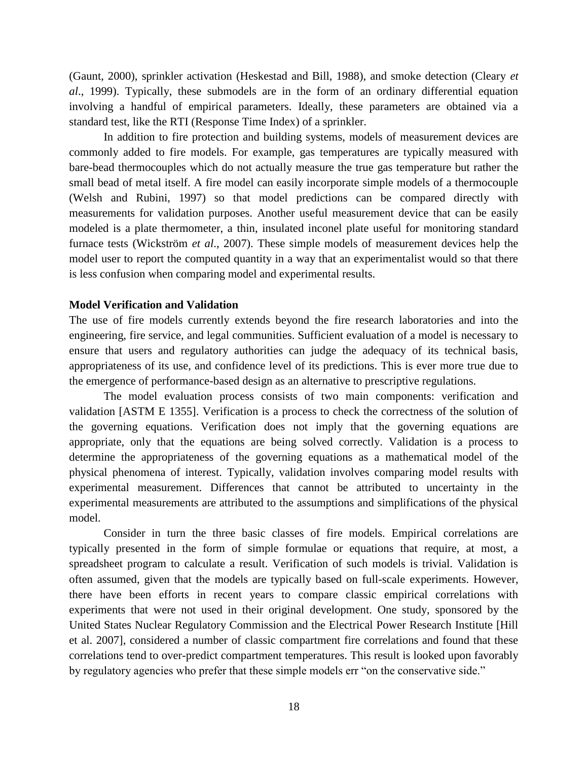(Gaunt, 2000), sprinkler activation (Heskestad and Bill, 1988), and smoke detection (Cleary *et al*., 1999). Typically, these submodels are in the form of an ordinary differential equation involving a handful of empirical parameters. Ideally, these parameters are obtained via a standard test, like the RTI (Response Time Index) of a sprinkler.

In addition to fire protection and building systems, models of measurement devices are commonly added to fire models. For example, gas temperatures are typically measured with bare-bead thermocouples which do not actually measure the true gas temperature but rather the small bead of metal itself. A fire model can easily incorporate simple models of a thermocouple (Welsh and Rubini, 1997) so that model predictions can be compared directly with measurements for validation purposes. Another useful measurement device that can be easily modeled is a plate thermometer, a thin, insulated inconel plate useful for monitoring standard furnace tests (Wickström *et al*., 2007). These simple models of measurement devices help the model user to report the computed quantity in a way that an experimentalist would so that there is less confusion when comparing model and experimental results.

**Model Verification and Validation**

The use of fire models currently extends beyond the fire research laboratories and into the engineering, fire service, and legal communities. Sufficient evaluation of a model is necessary to ensure that users and regulatory authorities can judge the adequacy of its technical basis, appropriateness of its use, and confidence level of its predictions. This is ever more true due to the emergence of performance-based design as an alternative to prescriptive regulations.

The model evaluation process consists of two main components: verification and validation [ASTM E 1355]. Verification is a process to check the correctness of the solution of the governing equations. Verification does not imply that the governing equations are appropriate, only that the equations are being solved correctly. Validation is a process to determine the appropriateness of the governing equations as a mathematical model of the physical phenomena of interest. Typically, validation involves comparing model results with experimental measurement. Differences that cannot be attributed to uncertainty in the experimental measurements are attributed to the assumptions and simplifications of the physical model.

Consider in turn the three basic classes of fire models. Empirical correlations are typically presented in the form of simple formulae or equations that require, at most, a spreadsheet program to calculate a result. Verification of such models is trivial. Validation is often assumed, given that the models are typically based on full-scale experiments. However, there have been efforts in recent years to compare classic empirical correlations with experiments that were not used in their original development. One study, sponsored by the United States Nuclear Regulatory Commission and the Electrical Power Research Institute [Hill et al. 2007], considered a number of classic compartment fire correlations and found that these correlations tend to over-predict compartment temperatures. This result is looked upon favorably by regulatory agencies who prefer that these simple models err "on the conservative side."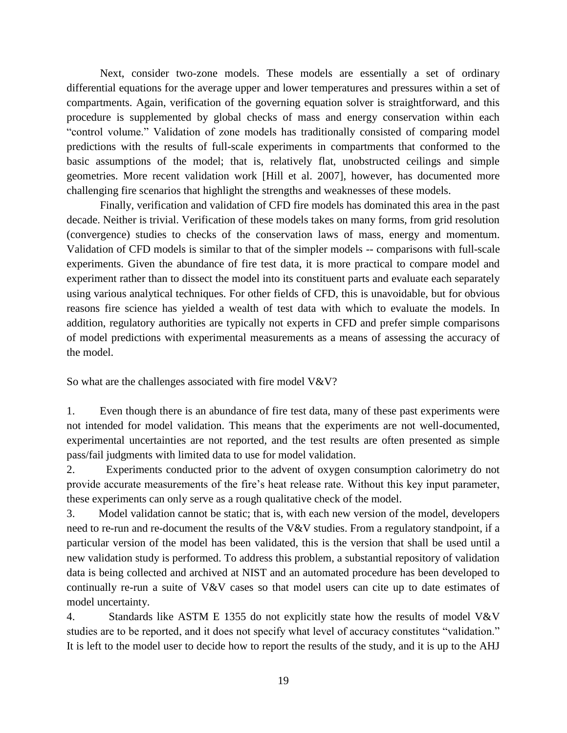Next, consider two-zone models. These models are essentially a set of ordinary differential equations for the average upper and lower temperatures and pressures within a set of compartments. Again, verification of the governing equation solver is straightforward, and this procedure is supplemented by global checks of mass and energy conservation within each "control volume." Validation of zone models has traditionally consisted of comparing model predictions with the results of full-scale experiments in compartments that conformed to the basic assumptions of the model; that is, relatively flat, unobstructed ceilings and simple geometries. More recent validation work [Hill et al. 2007], however, has documented more challenging fire scenarios that highlight the strengths and weaknesses of these models.

Finally, verification and validation of CFD fire models has dominated this area in the past decade. Neither is trivial. Verification of these models takes on many forms, from grid resolution (convergence) studies to checks of the conservation laws of mass, energy and momentum. Validation of CFD models is similar to that of the simpler models -- comparisons with full-scale experiments. Given the abundance of fire test data, it is more practical to compare model and experiment rather than to dissect the model into its constituent parts and evaluate each separately using various analytical techniques. For other fields of CFD, this is unavoidable, but for obvious reasons fire science has yielded a wealth of test data with which to evaluate the models. In addition, regulatory authorities are typically not experts in CFD and prefer simple comparisons of model predictions with experimental measurements as a means of assessing the accuracy of the model.

So what are the challenges associated with fire model V&V?

1. Even though there is an abundance of fire test data, many of these past experiments were not intended for model validation. This means that the experiments are not well-documented, experimental uncertainties are not reported, and the test results are often presented as simple pass/fail judgments with limited data to use for model validation.
2. Experiments conducted prior to the advent of oxygen consumption calorimetry do not provide accurate measurements of the fire's heat release rate. Without this key input parameter, these experiments can only serve as a rough qualitative check of the model.
3. Model validation cannot be static; that is, with each new version of the model, developers need to re-run and re-document the results of the V&V studies. From a regulatory standpoint, if a particular version of the model has been validated, this is the version that shall be used until a new validation study is performed. To address this problem, a substantial repository of validation data is being collected and archived at NIST and an automated procedure has been developed to continually re-run a suite of V&V cases so that model users can cite up to date estimates of model uncertainty.
4. Standards like ASTM E 1355 do not explicitly state how the results of model V&V studies are to be reported, and it does not specify what level of accuracy constitutes "validation." It is left to the model user to decide how to report the results of the study, and it is up to the AHJ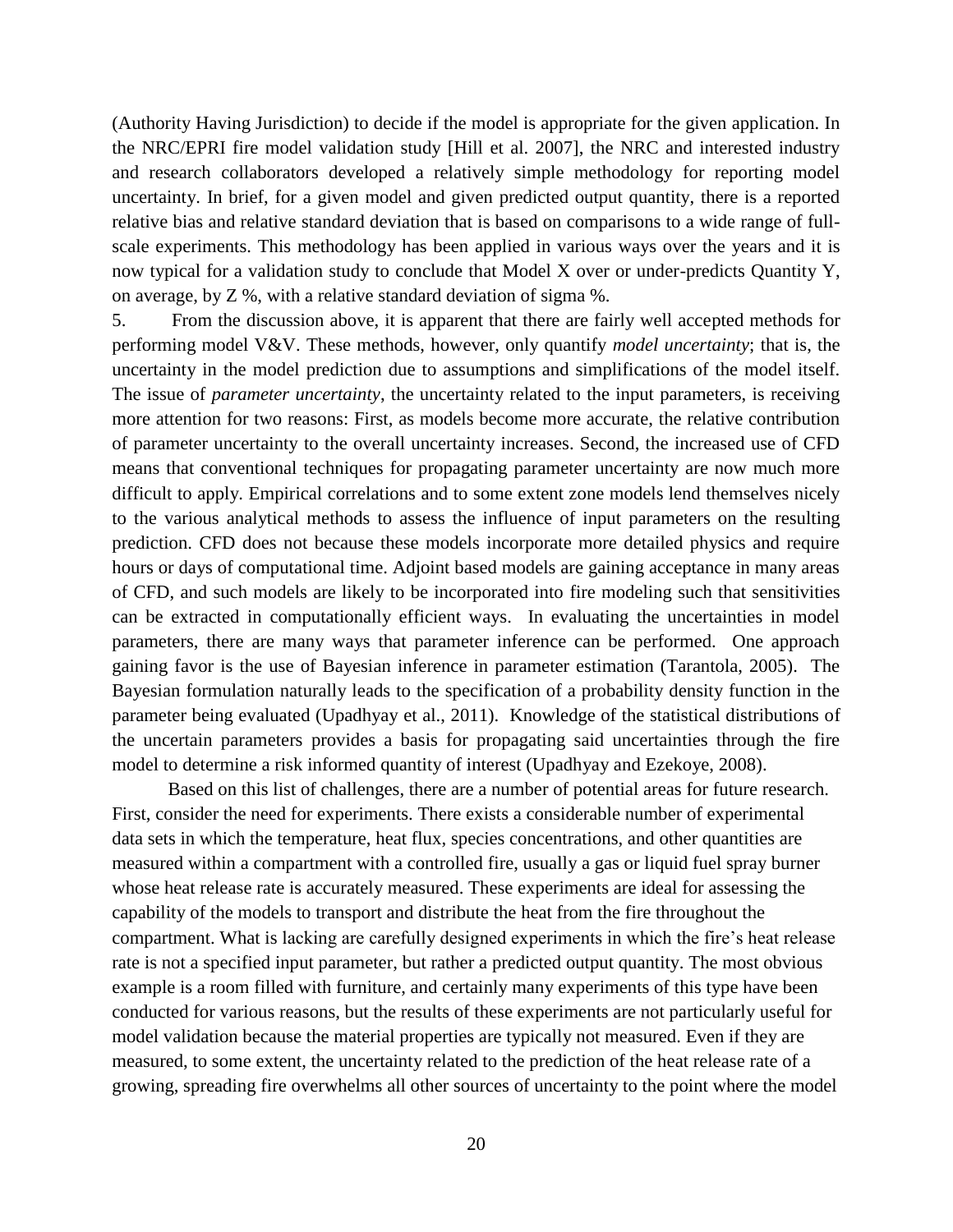(Authority Having Jurisdiction) to decide if the model is appropriate for the given application. In the NRC/EPRI fire model validation study [Hill et al. 2007], the NRC and interested industry and research collaborators developed a relatively simple methodology for reporting model uncertainty. In brief, for a given model and given predicted output quantity, there is a reported relative bias and relative standard deviation that is based on comparisons to a wide range of full-scale experiments. This methodology has been applied in various ways over the years and it is now typical for a validation study to conclude that Model X over or under-predicts Quantity Y, on average, by Z %, with a relative standard deviation of sigma %.

5. From the discussion above, it is apparent that there are fairly well accepted methods for performing model V&V. These methods, however, only quantify *model uncertainty*; that is, the uncertainty in the model prediction due to assumptions and simplifications of the model itself. The issue of *parameter uncertainty*, the uncertainty related to the input parameters, is receiving more attention for two reasons: First, as models become more accurate, the relative contribution of parameter uncertainty to the overall uncertainty increases. Second, the increased use of CFD means that conventional techniques for propagating parameter uncertainty are now much more difficult to apply. Empirical correlations and to some extent zone models lend themselves nicely to the various analytical methods to assess the influence of input parameters on the resulting prediction. CFD does not because these models incorporate more detailed physics and require hours or days of computational time. Adjoint based models are gaining acceptance in many areas of CFD, and such models are likely to be incorporated into fire modeling such that sensitivities can be extracted in computationally efficient ways. In evaluating the uncertainties in model parameters, there are many ways that parameter inference can be performed. One approach gaining favor is the use of Bayesian inference in parameter estimation (Tarantola, 2005). The Bayesian formulation naturally leads to the specification of a probability density function in the parameter being evaluated (Upadhyay et al., 2011). Knowledge of the statistical distributions of the uncertain parameters provides a basis for propagating said uncertainties through the fire model to determine a risk informed quantity of interest (Upadhyay and Ezekoye, 2008).

Based on this list of challenges, there are a number of potential areas for future research. First, consider the need for experiments. There exists a considerable number of experimental data sets in which the temperature, heat flux, species concentrations, and other quantities are measured within a compartment with a controlled fire, usually a gas or liquid fuel spray burner whose heat release rate is accurately measured. These experiments are ideal for assessing the capability of the models to transport and distribute the heat from the fire throughout the compartment. What is lacking are carefully designed experiments in which the fire's heat release rate is not a specified input parameter, but rather a predicted output quantity. The most obvious example is a room filled with furniture, and certainly many experiments of this type have been conducted for various reasons, but the results of these experiments are not particularly useful for model validation because the material properties are typically not measured. Even if they are measured, to some extent, the uncertainty related to the prediction of the heat release rate of a growing, spreading fire overwhelms all other sources of uncertainty to the point where the model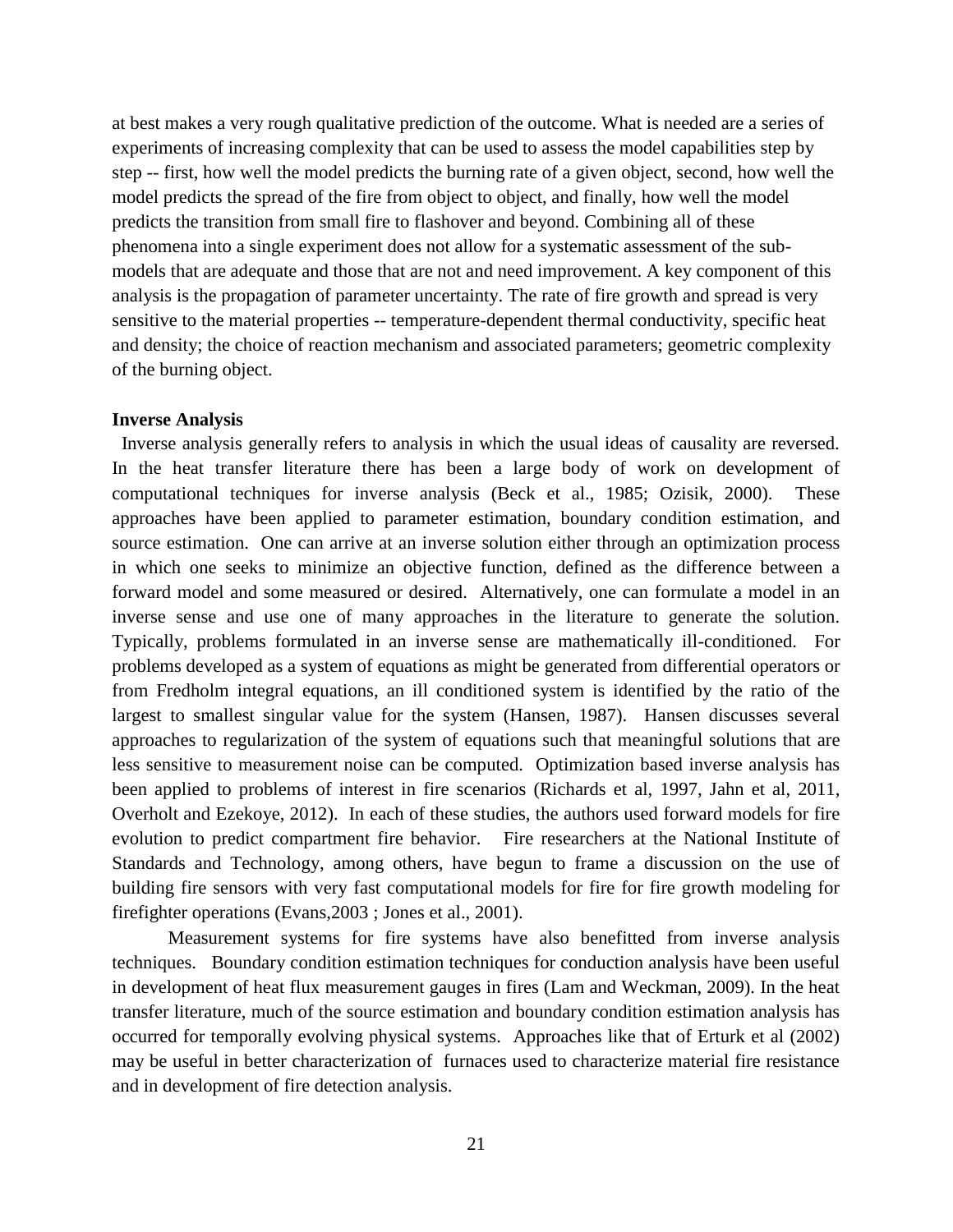at best makes a very rough qualitative prediction of the outcome. What is needed are a series of experiments of increasing complexity that can be used to assess the model capabilities step by step -- first, how well the model predicts the burning rate of a given object, second, how well the model predicts the spread of the fire from object to object, and finally, how well the model predicts the transition from small fire to flashover and beyond. Combining all of these phenomena into a single experiment does not allow for a systematic assessment of the sub-models that are adequate and those that are not and need improvement. A key component of this analysis is the propagation of parameter uncertainty. The rate of fire growth and spread is very sensitive to the material properties -- temperature-dependent thermal conductivity, specific heat and density; the choice of reaction mechanism and associated parameters; geometric complexity of the burning object.

**Inverse Analysis**

Inverse analysis generally refers to analysis in which the usual ideas of causality are reversed. In the heat transfer literature there has been a large body of work on development of computational techniques for inverse analysis (Beck et al., 1985; Ozisik, 2000). These approaches have been applied to parameter estimation, boundary condition estimation, and source estimation. One can arrive at an inverse solution either through an optimization process in which one seeks to minimize an objective function, defined as the difference between a forward model and some measured or desired. Alternatively, one can formulate a model in an inverse sense and use one of many approaches in the literature to generate the solution. Typically, problems formulated in an inverse sense are mathematically ill-conditioned. For problems developed as a system of equations as might be generated from differential operators or from Fredholm integral equations, an ill conditioned system is identified by the ratio of the largest to smallest singular value for the system (Hansen, 1987). Hansen discusses several approaches to regularization of the system of equations such that meaningful solutions that are less sensitive to measurement noise can be computed. Optimization based inverse analysis has been applied to problems of interest in fire scenarios (Richards et al, 1997, Jahn et al, 2011, Overholt and Ezekoye, 2012). In each of these studies, the authors used forward models for fire evolution to predict compartment fire behavior. Fire researchers at the National Institute of Standards and Technology, among others, have begun to frame a discussion on the use of building fire sensors with very fast computational models for fire for fire growth modeling for firefighter operations (Evans,2003 ; Jones et al., 2001).

Measurement systems for fire systems have also benefitted from inverse analysis techniques. Boundary condition estimation techniques for conduction analysis have been useful in development of heat flux measurement gauges in fires (Lam and Weckman, 2009). In the heat transfer literature, much of the source estimation and boundary condition estimation analysis has occurred for temporally evolving physical systems. Approaches like that of Erturk et al (2002) may be useful in better characterization of furnaces used to characterize material fire resistance and in development of fire detection analysis.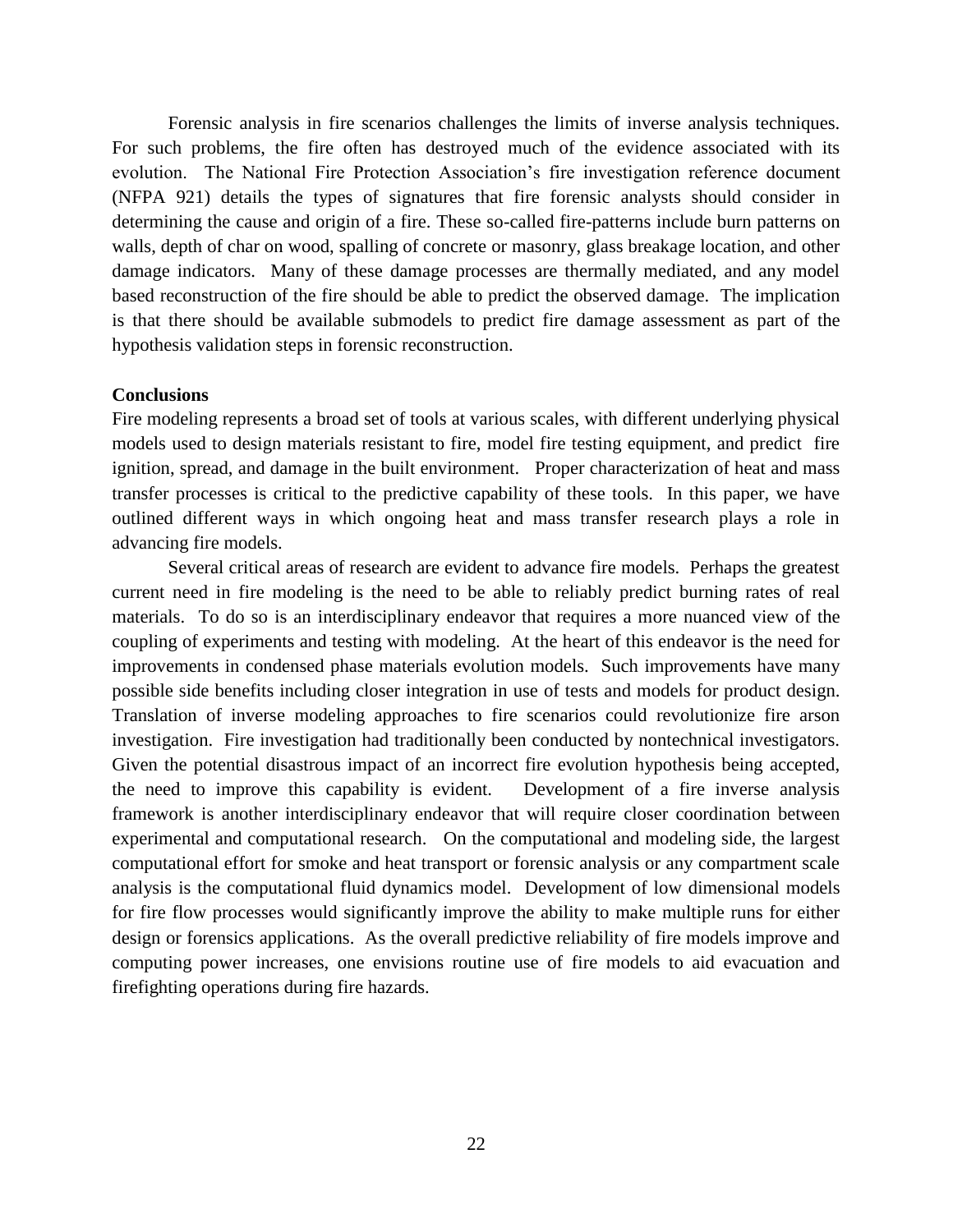Forensic analysis in fire scenarios challenges the limits of inverse analysis techniques. For such problems, the fire often has destroyed much of the evidence associated with its evolution. The National Fire Protection Association's fire investigation reference document (NFPA 921) details the types of signatures that fire forensic analysts should consider in determining the cause and origin of a fire. These so-called fire-patterns include burn patterns on walls, depth of char on wood, spalling of concrete or masonry, glass breakage location, and other damage indicators. Many of these damage processes are thermally mediated, and any model based reconstruction of the fire should be able to predict the observed damage. The implication is that there should be available submodels to predict fire damage assessment as part of the hypothesis validation steps in forensic reconstruction.

**Conclusions**

Fire modeling represents a broad set of tools at various scales, with different underlying physical models used to design materials resistant to fire, model fire testing equipment, and predict fire ignition, spread, and damage in the built environment. Proper characterization of heat and mass transfer processes is critical to the predictive capability of these tools. In this paper, we have outlined different ways in which ongoing heat and mass transfer research plays a role in advancing fire models.

Several critical areas of research are evident to advance fire models. Perhaps the greatest current need in fire modeling is the need to be able to reliably predict burning rates of real materials. To do so is an interdisciplinary endeavor that requires a more nuanced view of the coupling of experiments and testing with modeling. At the heart of this endeavor is the need for improvements in condensed phase materials evolution models. Such improvements have many possible side benefits including closer integration in use of tests and models for product design. Translation of inverse modeling approaches to fire scenarios could revolutionize fire arson investigation. Fire investigation had traditionally been conducted by nontechnical investigators. Given the potential disastrous impact of an incorrect fire evolution hypothesis being accepted, the need to improve this capability is evident. Development of a fire inverse analysis framework is another interdisciplinary endeavor that will require closer coordination between experimental and computational research. On the computational and modeling side, the largest computational effort for smoke and heat transport or forensic analysis or any compartment scale analysis is the computational fluid dynamics model. Development of low dimensional models for fire flow processes would significantly improve the ability to make multiple runs for either design or forensics applications. As the overall predictive reliability of fire models improve and computing power increases, one envisions routine use of fire models to aid evacuation and firefighting operations during fire hazards.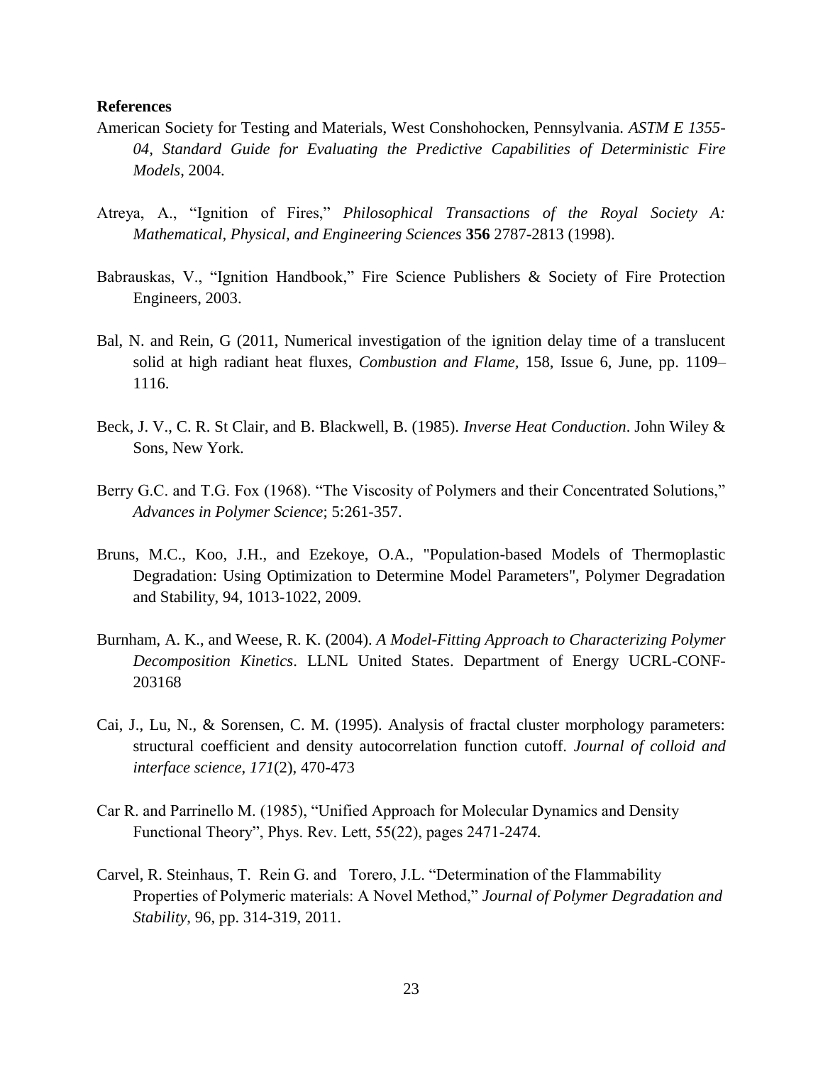**References**

American Society for Testing and Materials, West Conshohocken, Pennsylvania. *ASTM E 1355-04, Standard Guide for Evaluating the Predictive Capabilities of Deterministic Fire Models*, 2004.

Atreya, A., "Ignition of Fires," *Philosophical Transactions of the Royal Society A: Mathematical, Physical, and Engineering Sciences* **356** 2787-2813 (1998).

Babrauskas, V., "Ignition Handbook," Fire Science Publishers & Society of Fire Protection Engineers, 2003.

Bal, N. and Rein, G (2011, Numerical investigation of the ignition delay time of a translucent solid at high radiant heat fluxes, *Combustion and Flame*, 158, Issue 6, June, pp. 1109–1116.

Beck, J. V., C. R. St Clair, and B. Blackwell, B. (1985). *Inverse Heat Conduction*. John Wiley & Sons, New York.

Berry G.C. and T.G. Fox (1968). "The Viscosity of Polymers and their Concentrated Solutions," *Advances in Polymer Science*; 5:261-357.

Bruns, M.C., Koo, J.H., and Ezekoye, O.A., "Population-based Models of Thermoplastic Degradation: Using Optimization to Determine Model Parameters", Polymer Degradation and Stability, 94, 1013-1022, 2009.

Burnham, A. K., and Weese, R. K. (2004). *A Model-Fitting Approach to Characterizing Polymer Decomposition Kinetics*. LLNL United States. Department of Energy UCRL-CONF-203168

Cai, J., Lu, N., & Sorensen, C. M. (1995). Analysis of fractal cluster morphology parameters: structural coefficient and density autocorrelation function cutoff. *Journal of colloid and interface science*, *171*(2), 470-473

Car R. and Parrinello M. (1985), "Unified Approach for Molecular Dynamics and Density Functional Theory", Phys. Rev. Lett, 55(22), pages 2471-2474.

Carvel, R. Steinhaus, T. Rein G. and Torero, J.L. "Determination of the Flammability Properties of Polymeric materials: A Novel Method," *Journal of Polymer Degradation and Stability*, 96, pp. 314-319, 2011.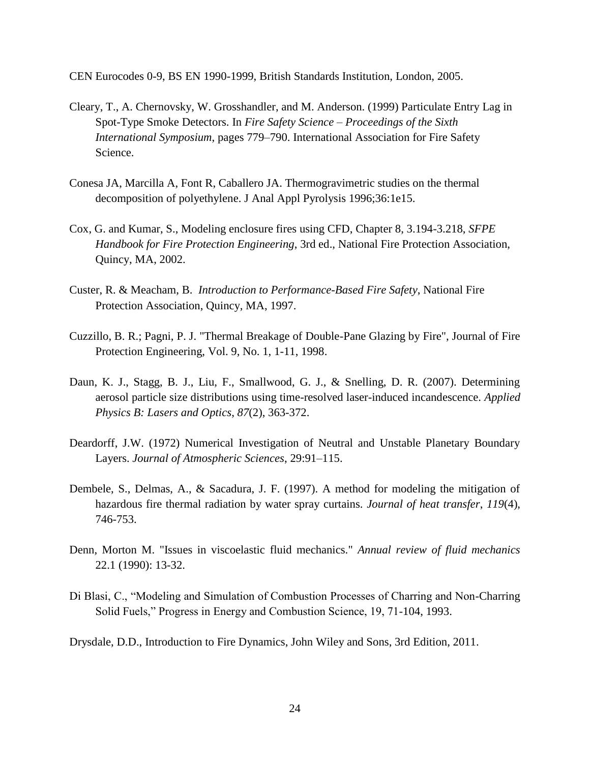CEN Eurocodes 0-9, BS EN 1990-1999, British Standards Institution, London, 2005.

Cleary, T., A. Chernovsky, W. Grosshandler, and M. Anderson. (1999) Particulate Entry Lag in Spot-Type Smoke Detectors. In *Fire Safety Science – Proceedings of the Sixth International Symposium*, pages 779–790. International Association for Fire Safety Science.

Conesa JA, Marcilla A, Font R, Caballero JA. Thermogravimetric studies on the thermal decomposition of polyethylene. J Anal Appl Pyrolysis 1996;36:1e15.

Cox, G. and Kumar, S., Modeling enclosure fires using CFD, Chapter 8, 3.194-3.218, *SFPE Handbook for Fire Protection Engineering*, 3rd ed., National Fire Protection Association, Quincy, MA, 2002.

Custer, R. & Meacham, B. *Introduction to Performance-Based Fire Safety*, National Fire Protection Association, Quincy, MA, 1997.

Cuzzillo, B. R.; Pagni, P. J. "Thermal Breakage of Double-Pane Glazing by Fire", Journal of Fire Protection Engineering, Vol. 9, No. 1, 1-11, 1998.

Daun, K. J., Stagg, B. J., Liu, F., Smallwood, G. J., & Snelling, D. R. (2007). Determining aerosol particle size distributions using time-resolved laser-induced incandescence. *Applied Physics B: Lasers and Optics*, *87*(2), 363-372.

Deardorff, J.W. (1972) Numerical Investigation of Neutral and Unstable Planetary Boundary Layers. *Journal of Atmospheric Sciences*, 29:91–115.

Dembele, S., Delmas, A., & Sacadura, J. F. (1997). A method for modeling the mitigation of hazardous fire thermal radiation by water spray curtains. *Journal of heat transfer*, *119*(4), 746-753.

Denn, Morton M. "Issues in viscoelastic fluid mechanics." *Annual review of fluid mechanics* 22.1 (1990): 13-32.

Di Blasi, C., "Modeling and Simulation of Combustion Processes of Charring and Non-Charring Solid Fuels," Progress in Energy and Combustion Science, 19, 71-104, 1993.

Drysdale, D.D., Introduction to Fire Dynamics, John Wiley and Sons, 3rd Edition, 2011.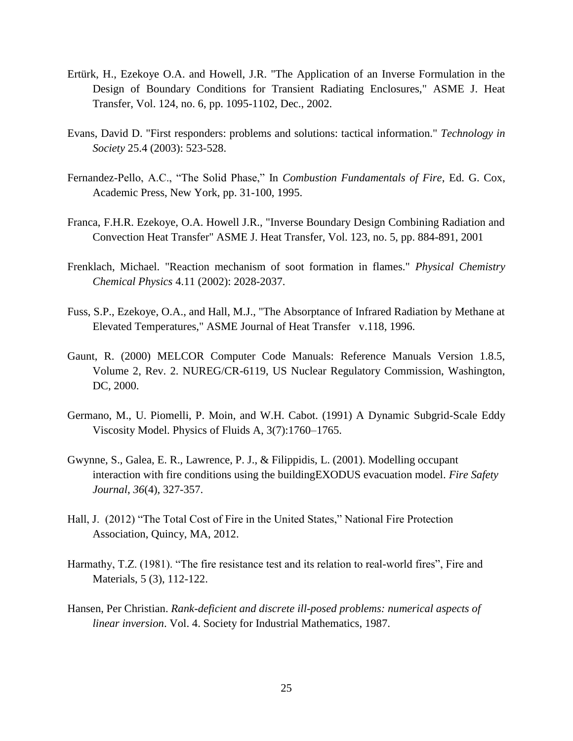Ertürk, H., Ezekoye O.A. and Howell, J.R. "The Application of an Inverse Formulation in the Design of Boundary Conditions for Transient Radiating Enclosures," ASME J. Heat Transfer, Vol. 124, no. 6, pp. 1095-1102, Dec., 2002.

Evans, David D. "First responders: problems and solutions: tactical information." *Technology in Society* 25.4 (2003): 523-528.

Fernandez-Pello, A.C., "The Solid Phase," In *Combustion Fundamentals of Fire*, Ed. G. Cox, Academic Press, New York, pp. 31-100, 1995.

Franca, F.H.R. Ezekoye, O.A. Howell J.R., "Inverse Boundary Design Combining Radiation and Convection Heat Transfer" ASME J. Heat Transfer, Vol. 123, no. 5, pp. 884-891, 2001

Frenklach, Michael. "Reaction mechanism of soot formation in flames." *Physical Chemistry Chemical Physics* 4.11 (2002): 2028-2037.

Fuss, S.P., Ezekoye, O.A., and Hall, M.J., "The Absorptance of Infrared Radiation by Methane at Elevated Temperatures," ASME Journal of Heat Transfer v.118, 1996.

Gaunt, R. (2000) MELCOR Computer Code Manuals: Reference Manuals Version 1.8.5, Volume 2, Rev. 2. NUREG/CR-6119, US Nuclear Regulatory Commission, Washington, DC, 2000.

Germano, M., U. Piomelli, P. Moin, and W.H. Cabot. (1991) A Dynamic Subgrid-Scale Eddy Viscosity Model. Physics of Fluids A, 3(7):1760–1765.

Gwynne, S., Galea, E. R., Lawrence, P. J., & Filippidis, L. (2001). Modelling occupant interaction with fire conditions using the buildingEXODUS evacuation model. *Fire Safety Journal*, *36*(4), 327-357.

Hall, J. (2012) "The Total Cost of Fire in the United States," National Fire Protection Association, Quincy, MA, 2012.

Harmathy, T.Z. (1981). "The fire resistance test and its relation to real-world fires", Fire and Materials, 5 (3), 112-122.

Hansen, Per Christian. *Rank-deficient and discrete ill-posed problems: numerical aspects of linear inversion*. Vol. 4. Society for Industrial Mathematics, 1987.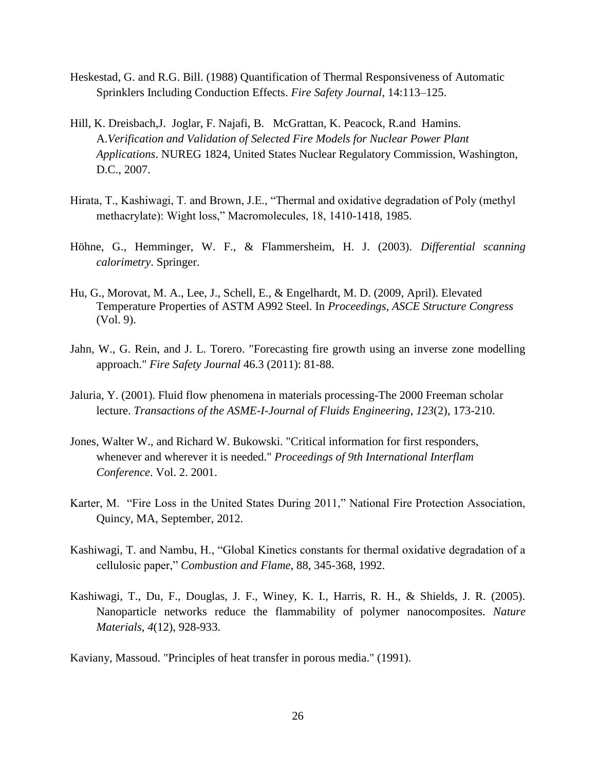Heskestad, G. and R.G. Bill. (1988) Quantification of Thermal Responsiveness of Automatic Sprinklers Including Conduction Effects. *Fire Safety Journal*, 14:113–125.

Hill, K. Dreisbach,J. Joglar, F. Najafi, B. McGrattan, K. Peacock, R.and Hamins. A.*Verification and Validation of Selected Fire Models for Nuclear Power Plant Applications*. NUREG 1824, United States Nuclear Regulatory Commission, Washington, D.C., 2007.

Hirata, T., Kashiwagi, T. and Brown, J.E., "Thermal and oxidative degradation of Poly (methyl methacrylate): Wight loss," Macromolecules, 18, 1410-1418, 1985.

Höhne, G., Hemminger, W. F., & Flammersheim, H. J. (2003). *Differential scanning calorimetry*. Springer.

Hu, G., Morovat, M. A., Lee, J., Schell, E., & Engelhardt, M. D. (2009, April). Elevated Temperature Properties of ASTM A992 Steel. In *Proceedings, ASCE Structure Congress* (Vol. 9).

Jahn, W., G. Rein, and J. L. Torero. "Forecasting fire growth using an inverse zone modelling approach." *Fire Safety Journal* 46.3 (2011): 81-88.

Jaluria, Y. (2001). Fluid flow phenomena in materials processing-The 2000 Freeman scholar lecture. *Transactions of the ASME-I-Journal of Fluids Engineering*, *123*(2), 173-210.

Jones, Walter W., and Richard W. Bukowski. "Critical information for first responders, whenever and wherever it is needed." *Proceedings of 9th International Interflam Conference*. Vol. 2. 2001.

Karter, M. "Fire Loss in the United States During 2011," National Fire Protection Association, Quincy, MA, September, 2012.

Kashiwagi, T. and Nambu, H., "Global Kinetics constants for thermal oxidative degradation of a cellulosic paper," *Combustion and Flame*, 88, 345-368, 1992.

Kashiwagi, T., Du, F., Douglas, J. F., Winey, K. I., Harris, R. H., & Shields, J. R. (2005). Nanoparticle networks reduce the flammability of polymer nanocomposites. *Nature Materials*, *4*(12), 928-933.

Kaviany, Massoud. "Principles of heat transfer in porous media." (1991).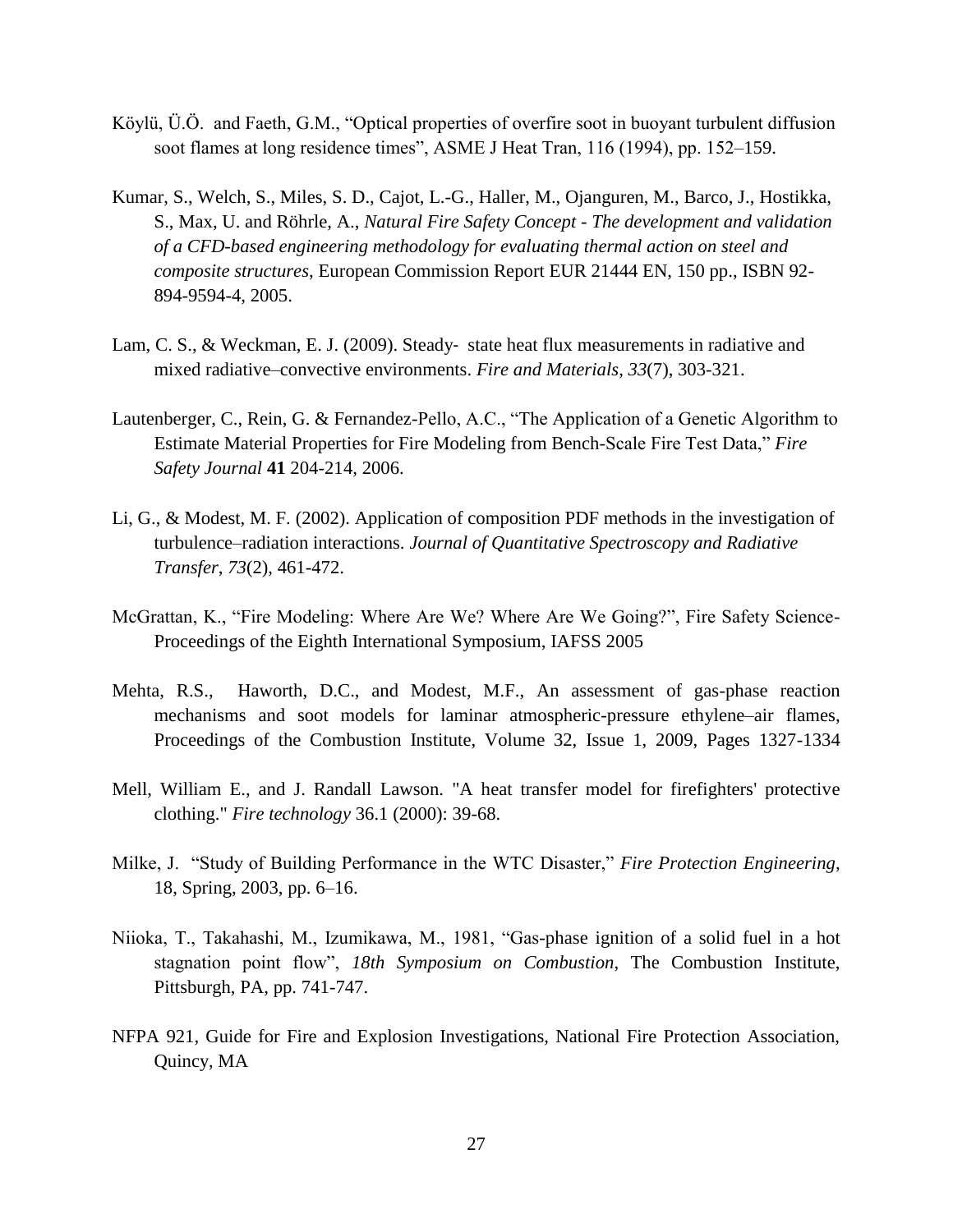Köylü, Ü.Ö. and Faeth, G.M., "Optical properties of overfire soot in buoyant turbulent diffusion soot flames at long residence times", ASME J Heat Tran, 116 (1994), pp. 152–159.

Kumar, S., Welch, S., Miles, S. D., Cajot, L.-G., Haller, M., Ojanguren, M., Barco, J., Hostikka, S., Max, U. and Röhrle, A., *Natural Fire Safety Concept - The development and validation of a CFD-based engineering methodology for evaluating thermal action on steel and composite structures*, European Commission Report EUR 21444 EN, 150 pp., ISBN 92-894-9594-4, 2005.

Lam, C. S., & Weckman, E. J. (2009). Steady‐ state heat flux measurements in radiative and mixed radiative–convective environments. *Fire and Materials*, *33*(7), 303-321.

Lautenberger, C., Rein, G. & Fernandez-Pello, A.C., "The Application of a Genetic Algorithm to Estimate Material Properties for Fire Modeling from Bench-Scale Fire Test Data," *Fire Safety Journal* **41** 204-214, 2006.

Li, G., & Modest, M. F. (2002). Application of composition PDF methods in the investigation of turbulence–radiation interactions. *Journal of Quantitative Spectroscopy and Radiative Transfer*, *73*(2), 461-472.

McGrattan, K., "Fire Modeling: Where Are We? Where Are We Going?", Fire Safety Science-Proceedings of the Eighth International Symposium, IAFSS 2005

Mehta, R.S., Haworth, D.C., and Modest, M.F., An assessment of gas-phase reaction mechanisms and soot models for laminar atmospheric-pressure ethylene–air flames, Proceedings of the Combustion Institute, Volume 32, Issue 1, 2009, Pages 1327-1334

Mell, William E., and J. Randall Lawson. "A heat transfer model for firefighters' protective clothing." *Fire technology* 36.1 (2000): 39-68.

Milke, J. "Study of Building Performance in the WTC Disaster," *Fire Protection Engineering*, 18, Spring, 2003, pp. 6–16.

Niioka, T., Takahashi, M., Izumikawa, M., 1981, "Gas-phase ignition of a solid fuel in a hot stagnation point flow", *18th Symposium on Combustion*, The Combustion Institute, Pittsburgh, PA, pp. 741-747.

NFPA 921, Guide for Fire and Explosion Investigations, National Fire Protection Association, Quincy, MA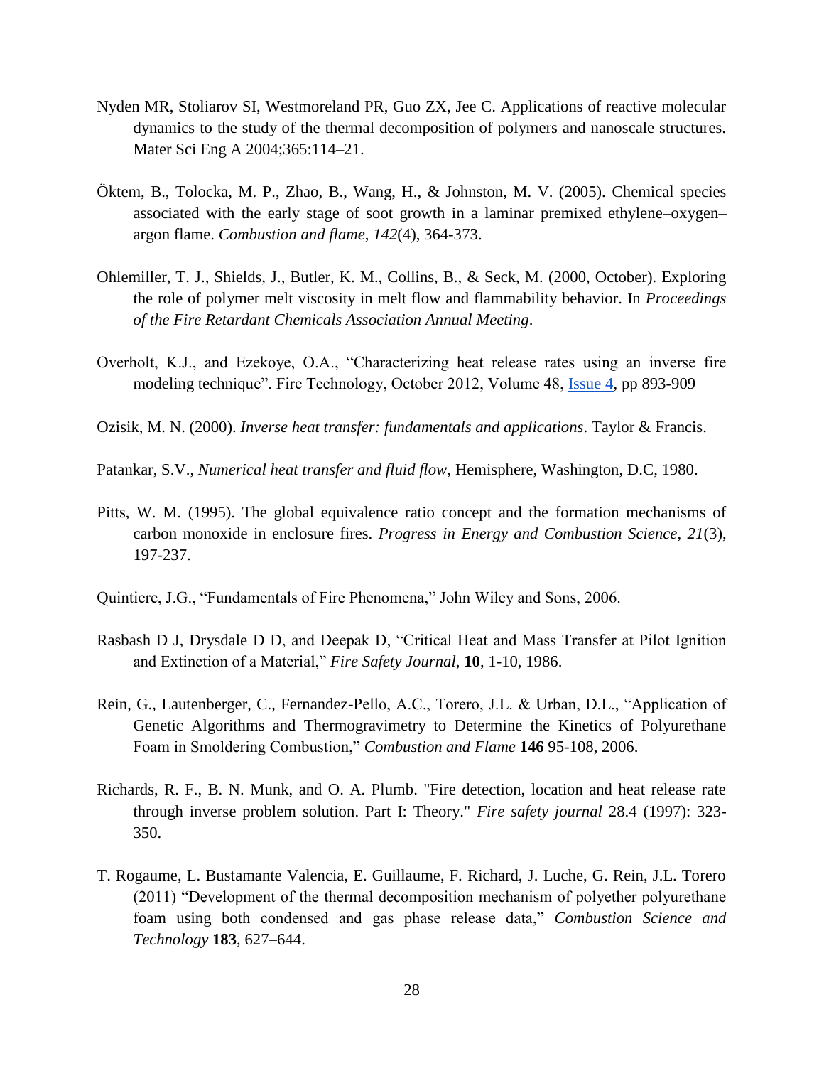Nyden MR, Stoliarov SI, Westmoreland PR, Guo ZX, Jee C. Applications of reactive molecular dynamics to the study of the thermal decomposition of polymers and nanoscale structures. Mater Sci Eng A 2004;365:114–21.

Öktem, B., Tolocka, M. P., Zhao, B., Wang, H., & Johnston, M. V. (2005). Chemical species associated with the early stage of soot growth in a laminar premixed ethylene–oxygen–argon flame. *Combustion and flame*, *142*(4), 364-373.

Ohlemiller, T. J., Shields, J., Butler, K. M., Collins, B., & Seck, M. (2000, October). Exploring the role of polymer melt viscosity in melt flow and flammability behavior. In *Proceedings of the Fire Retardant Chemicals Association Annual Meeting*.

Overholt, K.J., and Ezekoye, O.A., "Characterizing heat release rates using an inverse fire modeling technique". Fire Technology, October 2012, Volume 48, Issue 4, pp 893-909

Ozisik, M. N. (2000). *Inverse heat transfer: fundamentals and applications*. Taylor & Francis.

Patankar, S.V., *Numerical heat transfer and fluid flow*, Hemisphere, Washington, D.C, 1980.

Pitts, W. M. (1995). The global equivalence ratio concept and the formation mechanisms of carbon monoxide in enclosure fires. *Progress in Energy and Combustion Science*, *21*(3), 197-237.

Quintiere, J.G., "Fundamentals of Fire Phenomena," John Wiley and Sons, 2006.

Rasbash D J, Drysdale D D, and Deepak D, "Critical Heat and Mass Transfer at Pilot Ignition and Extinction of a Material," *Fire Safety Journal,* **10**, 1-10, 1986.

Rein, G., Lautenberger, C., Fernandez-Pello, A.C., Torero, J.L. & Urban, D.L., "Application of Genetic Algorithms and Thermogravimetry to Determine the Kinetics of Polyurethane Foam in Smoldering Combustion," *Combustion and Flame* **146** 95-108, 2006.

Richards, R. F., B. N. Munk, and O. A. Plumb. "Fire detection, location and heat release rate through inverse problem solution. Part I: Theory." *Fire safety journal* 28.4 (1997): 323-350.

T. Rogaume, L. Bustamante Valencia, E. Guillaume, F. Richard, J. Luche, G. Rein, J.L. Torero (2011) "Development of the thermal decomposition mechanism of polyether polyurethane foam using both condensed and gas phase release data," *Combustion Science and Technology* **183**, 627–644.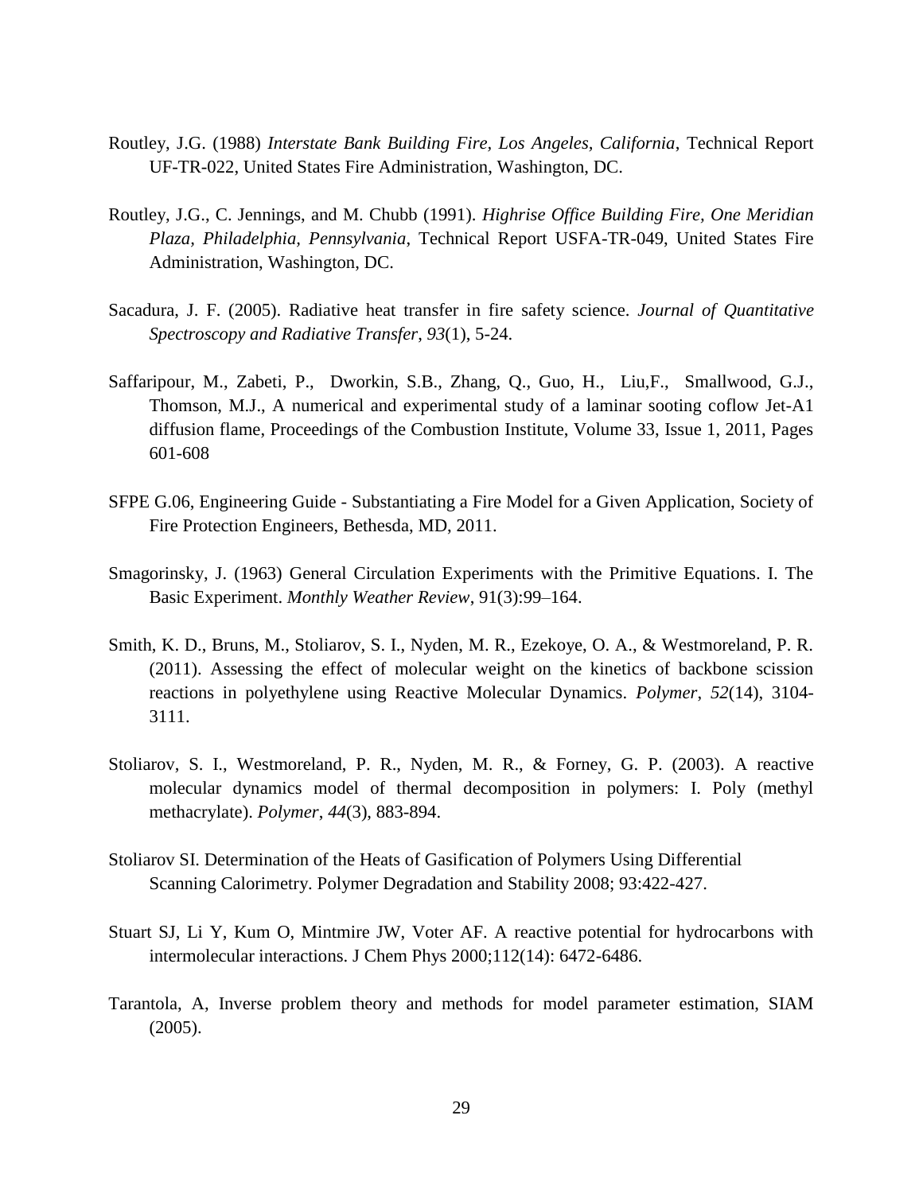Routley, J.G. (1988) *Interstate Bank Building Fire, Los Angeles, California*, Technical Report UF-TR-022, United States Fire Administration, Washington, DC.

Routley, J.G., C. Jennings, and M. Chubb (1991). *Highrise Office Building Fire, One Meridian Plaza, Philadelphia, Pennsylvania*, Technical Report USFA-TR-049, United States Fire Administration, Washington, DC.

Sacadura, J. F. (2005). Radiative heat transfer in fire safety science. *Journal of Quantitative Spectroscopy and Radiative Transfer*, *93*(1), 5-24.

Saffaripour, M., Zabeti, P., Dworkin, S.B., Zhang, Q., Guo, H., Liu,F., Smallwood, G.J., Thomson, M.J., A numerical and experimental study of a laminar sooting coflow Jet-A1 diffusion flame, Proceedings of the Combustion Institute, Volume 33, Issue 1, 2011, Pages 601-608

SFPE G.06, Engineering Guide - Substantiating a Fire Model for a Given Application, Society of Fire Protection Engineers, Bethesda, MD, 2011.

Smagorinsky, J. (1963) General Circulation Experiments with the Primitive Equations. I. The Basic Experiment. *Monthly Weather Review*, 91(3):99–164.

Smith, K. D., Bruns, M., Stoliarov, S. I., Nyden, M. R., Ezekoye, O. A., & Westmoreland, P. R. (2011). Assessing the effect of molecular weight on the kinetics of backbone scission reactions in polyethylene using Reactive Molecular Dynamics. *Polymer*, *52*(14), 3104-3111.

Stoliarov, S. I., Westmoreland, P. R., Nyden, M. R., & Forney, G. P. (2003). A reactive molecular dynamics model of thermal decomposition in polymers: I. Poly (methyl methacrylate). *Polymer*, *44*(3), 883-894.

Stoliarov SI. Determination of the Heats of Gasification of Polymers Using Differential Scanning Calorimetry. Polymer Degradation and Stability 2008; 93:422-427.

Stuart SJ, Li Y, Kum O, Mintmire JW, Voter AF. A reactive potential for hydrocarbons with intermolecular interactions. J Chem Phys 2000;112(14): 6472-6486.

Tarantola, A, Inverse problem theory and methods for model parameter estimation, SIAM (2005).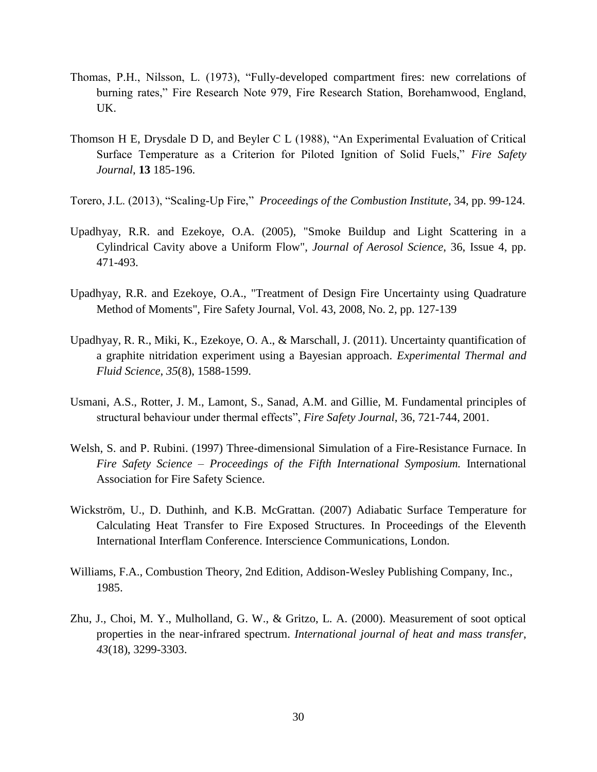Thomas, P.H., Nilsson, L. (1973), "Fully-developed compartment fires: new correlations of burning rates," Fire Research Note 979, Fire Research Station, Borehamwood, England, UK.

Thomson H E, Drysdale D D, and Beyler C L (1988), "An Experimental Evaluation of Critical Surface Temperature as a Criterion for Piloted Ignition of Solid Fuels," *Fire Safety Journal*, **13** 185-196.

Torero, J.L. (2013), "Scaling-Up Fire," *Proceedings of the Combustion Institute*, 34, pp. 99-124.

Upadhyay, R.R. and Ezekoye, O.A. (2005), "Smoke Buildup and Light Scattering in a Cylindrical Cavity above a Uniform Flow", *Journal of Aerosol Science,* 36, Issue 4, pp. 471-493.

Upadhyay, R.R. and Ezekoye, O.A., "Treatment of Design Fire Uncertainty using Quadrature Method of Moments", Fire Safety Journal, Vol. 43, 2008, No. 2, pp. 127-139

Upadhyay, R. R., Miki, K., Ezekoye, O. A., & Marschall, J. (2011). Uncertainty quantification of a graphite nitridation experiment using a Bayesian approach. *Experimental Thermal and Fluid Science*, *35*(8), 1588-1599.

Usmani, A.S., Rotter, J. M., Lamont, S., Sanad, A.M. and Gillie, M. Fundamental principles of structural behaviour under thermal effects", *Fire Safety Journal*, 36, 721-744, 2001.

Welsh, S. and P. Rubini. (1997) Three-dimensional Simulation of a Fire-Resistance Furnace. In *Fire Safety Science – Proceedings of the Fifth International Symposium.* International Association for Fire Safety Science.

Wickström, U., D. Duthinh, and K.B. McGrattan. (2007) Adiabatic Surface Temperature for Calculating Heat Transfer to Fire Exposed Structures. In Proceedings of the Eleventh International Interflam Conference. Interscience Communications, London.

Williams, F.A., Combustion Theory, 2nd Edition, Addison-Wesley Publishing Company, Inc., 1985.

Zhu, J., Choi, M. Y., Mulholland, G. W., & Gritzo, L. A. (2000). Measurement of soot optical properties in the near-infrared spectrum. *International journal of heat and mass transfer*, *43*(18), 3299-3303.